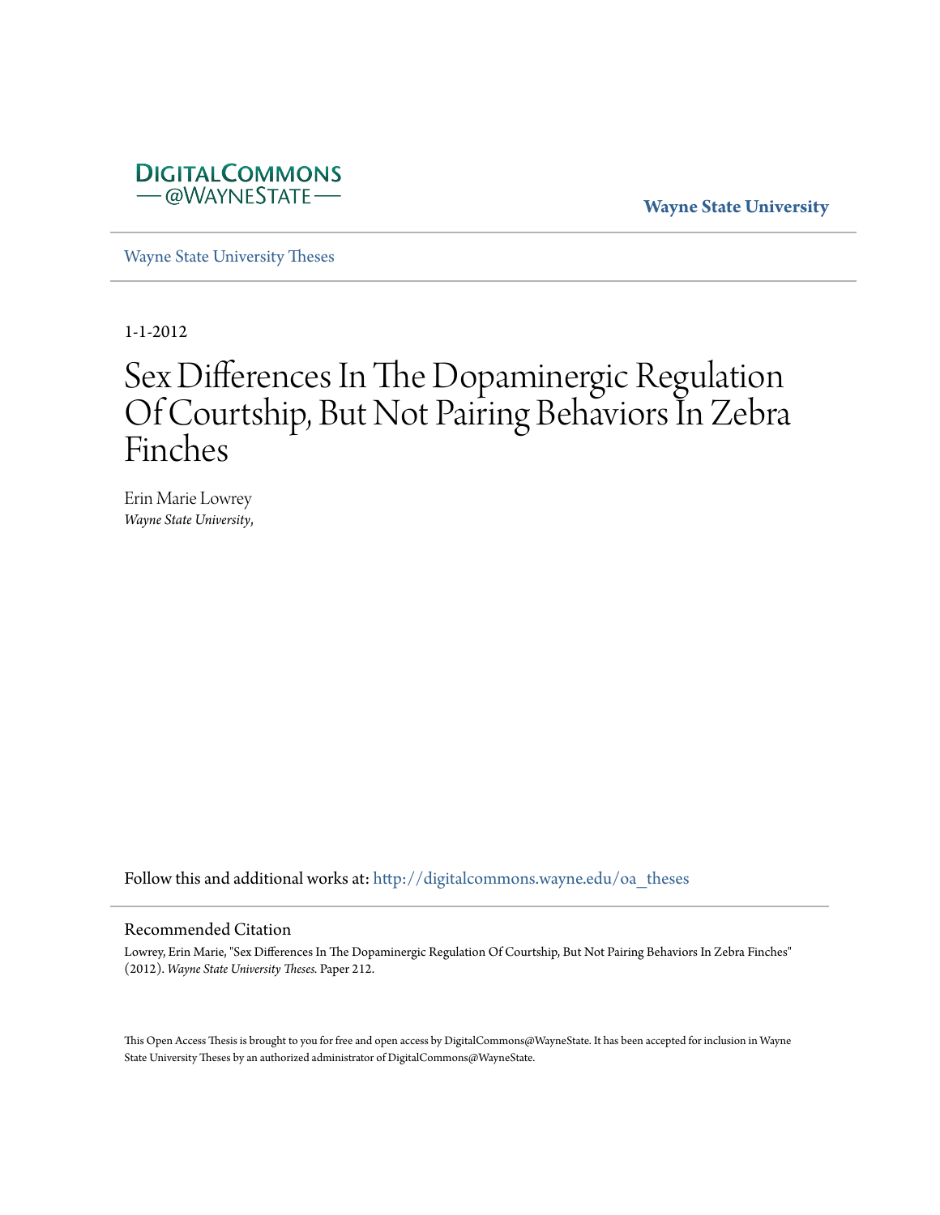DIGITALCOMMONS
— @WAYNESTATE —

**Wayne State University**

Wayne State University Theses

1-1-2012

# Sex Differences In The Dopaminergic Regulation Of Courtship, But Not Pairing Behaviors In Zebra Finches

Erin Marie Lowrey
*Wayne State University,*

Follow this and additional works at: http://digitalcommons.wayne.edu/oa_theses

## Recommended Citation

Lowrey, Erin Marie, "Sex Differences In The Dopaminergic Regulation Of Courtship, But Not Pairing Behaviors In Zebra Finches" (2012). *Wayne State University Theses.* Paper 212.

This Open Access Thesis is brought to you for free and open access by DigitalCommons@WayneState. It has been accepted for inclusion in Wayne State University Theses by an authorized administrator of DigitalCommons@WayneState.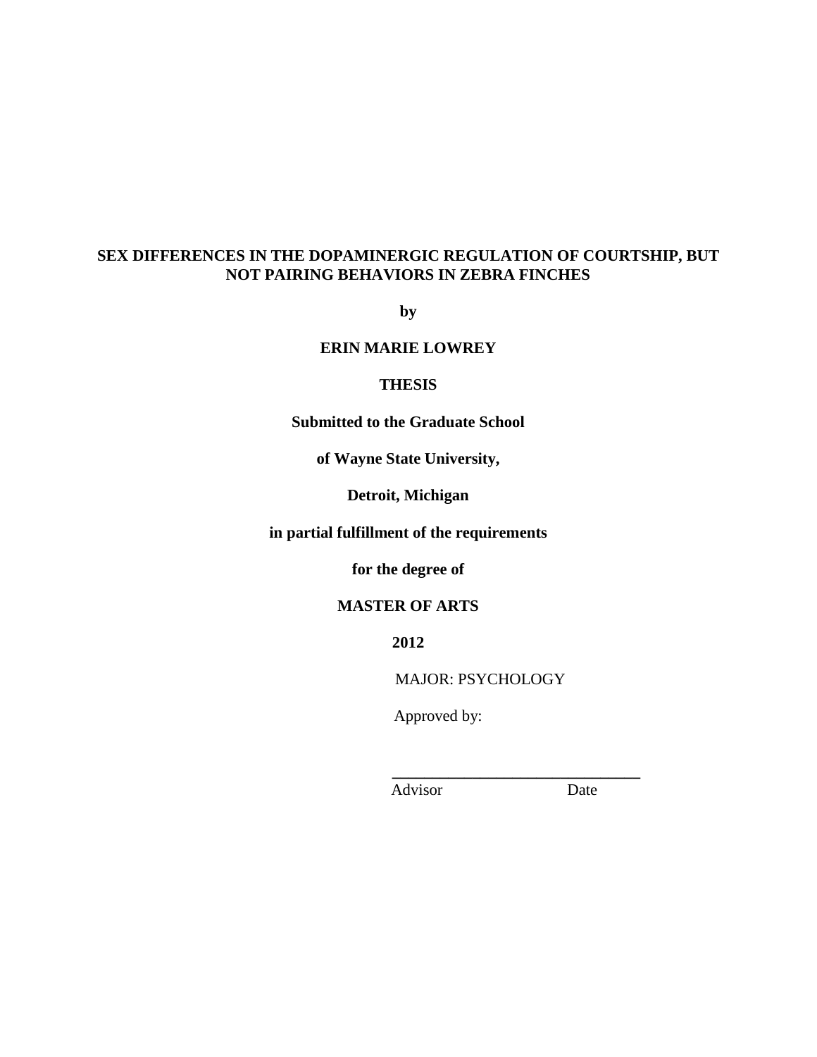**SEX DIFFERENCES IN THE DOPAMINERGIC REGULATION OF COURTSHIP, BUT NOT PAIRING BEHAVIORS IN ZEBRA FINCHES**

**by**

**ERIN MARIE LOWREY**

**THESIS**

**Submitted to the Graduate School**

**of Wayne State University,**

**Detroit, Michigan**

**in partial fulfillment of the requirements**

**for the degree of**

**MASTER OF ARTS**

**2012**

MAJOR: PSYCHOLOGY

Approved by:

_______________________________

Advisor Date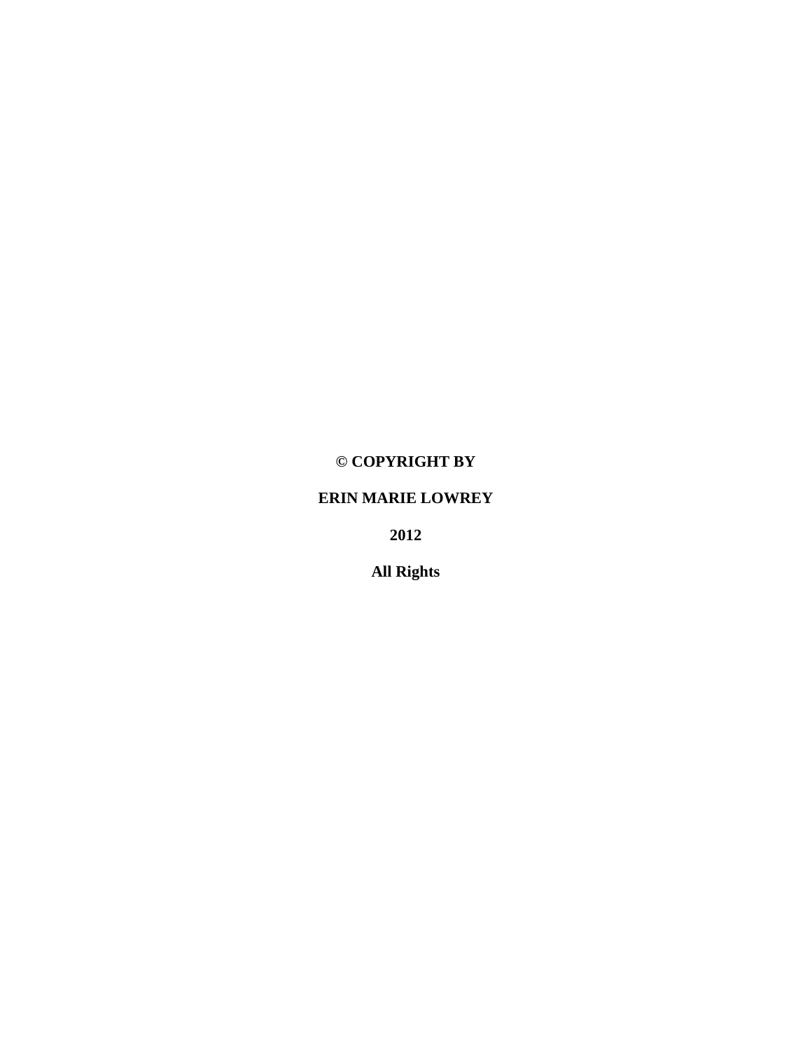**© COPYRIGHT BY**

**ERIN MARIE LOWREY**

**2012**

**All Rights**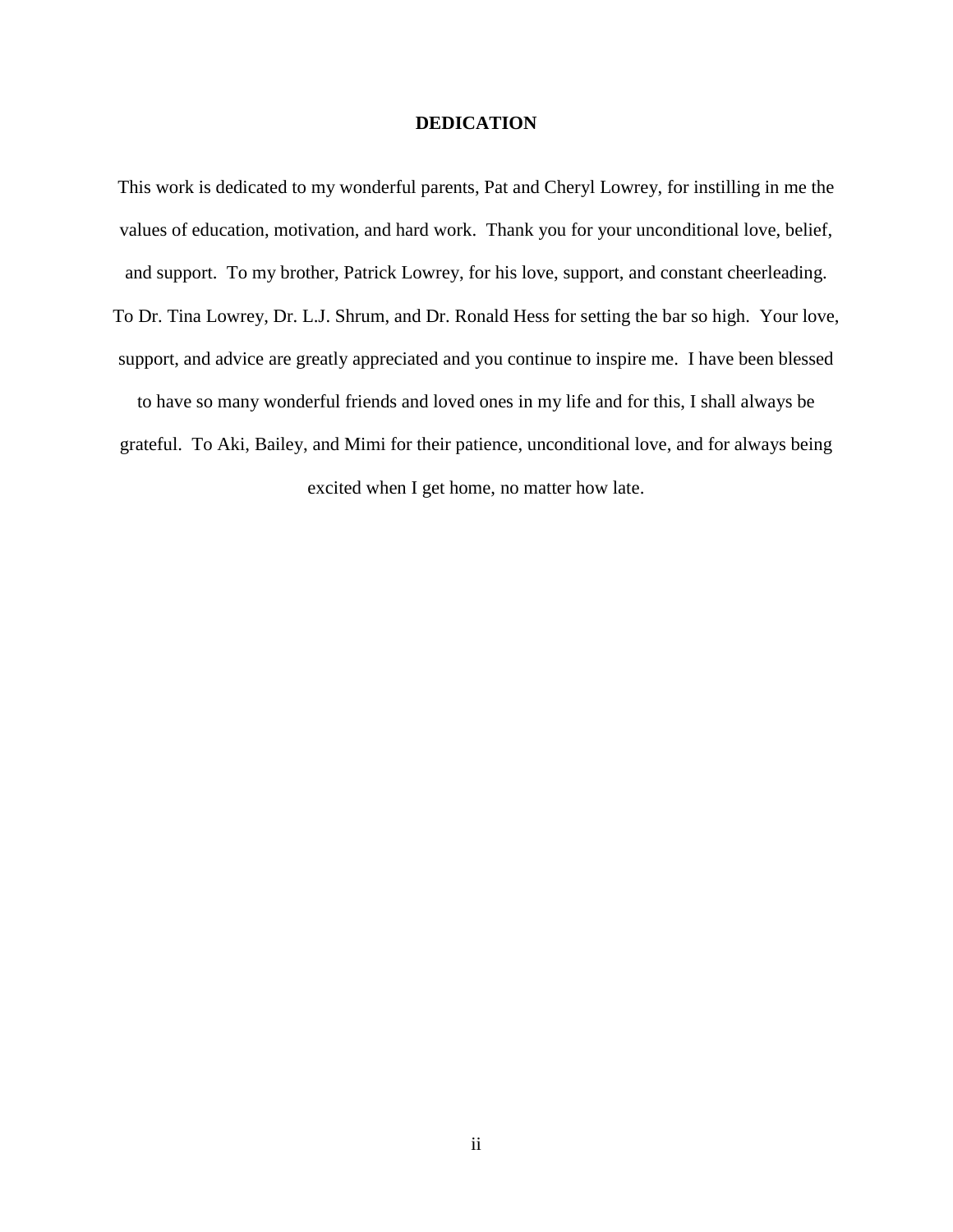# DEDICATION

This work is dedicated to my wonderful parents, Pat and Cheryl Lowrey, for instilling in me the values of education, motivation, and hard work. Thank you for your unconditional love, belief, and support. To my brother, Patrick Lowrey, for his love, support, and constant cheerleading. To Dr. Tina Lowrey, Dr. L.J. Shrum, and Dr. Ronald Hess for setting the bar so high. Your love, support, and advice are greatly appreciated and you continue to inspire me. I have been blessed to have so many wonderful friends and loved ones in my life and for this, I shall always be grateful. To Aki, Bailey, and Mimi for their patience, unconditional love, and for always being excited when I get home, no matter how late.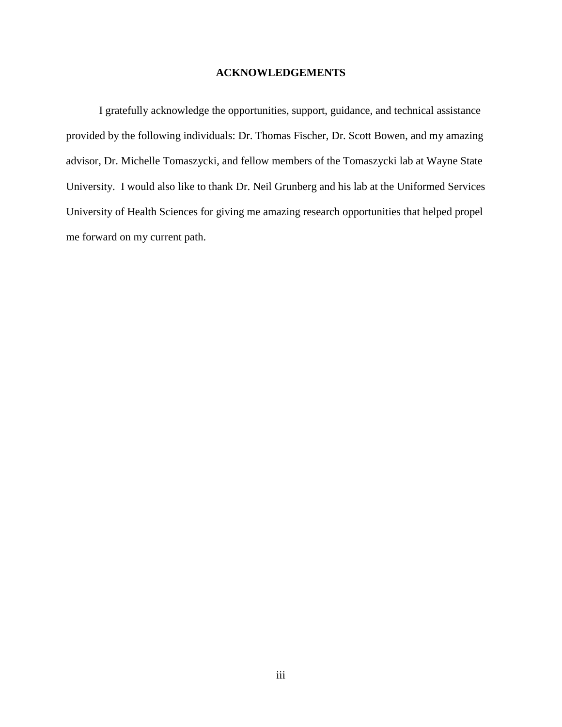# ACKNOWLEDGEMENTS

I gratefully acknowledge the opportunities, support, guidance, and technical assistance provided by the following individuals: Dr. Thomas Fischer, Dr. Scott Bowen, and my amazing advisor, Dr. Michelle Tomaszycki, and fellow members of the Tomaszycki lab at Wayne State University. I would also like to thank Dr. Neil Grunberg and his lab at the Uniformed Services University of Health Sciences for giving me amazing research opportunities that helped propel me forward on my current path.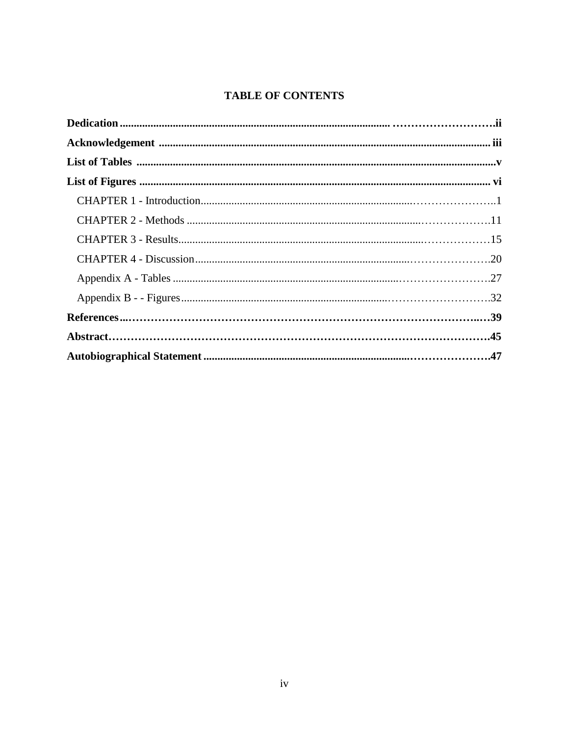## TABLE OF CONTENTS

**Dedication** ........................................................................................................ **ii**

**Acknowledgement** ............................................................................................ **iii**

**List of Tables** ...................................................................................................... **v**

**List of Figures** .................................................................................................. **vi**

CHAPTER 1 - Introduction.........................................................................................1

CHAPTER 2 - Methods ...........................................................................................11

CHAPTER 3 - Results..............................................................................................15

CHAPTER 4 - Discussion.........................................................................................20

Appendix A - Tables ...............................................................................................27

Appendix B - - Figures.............................................................................................32

**References** .......................................................................................................... **39**

**Abstract** ............................................................................................................ **45**

**Autobiographical Statement** ................................................................................ **47**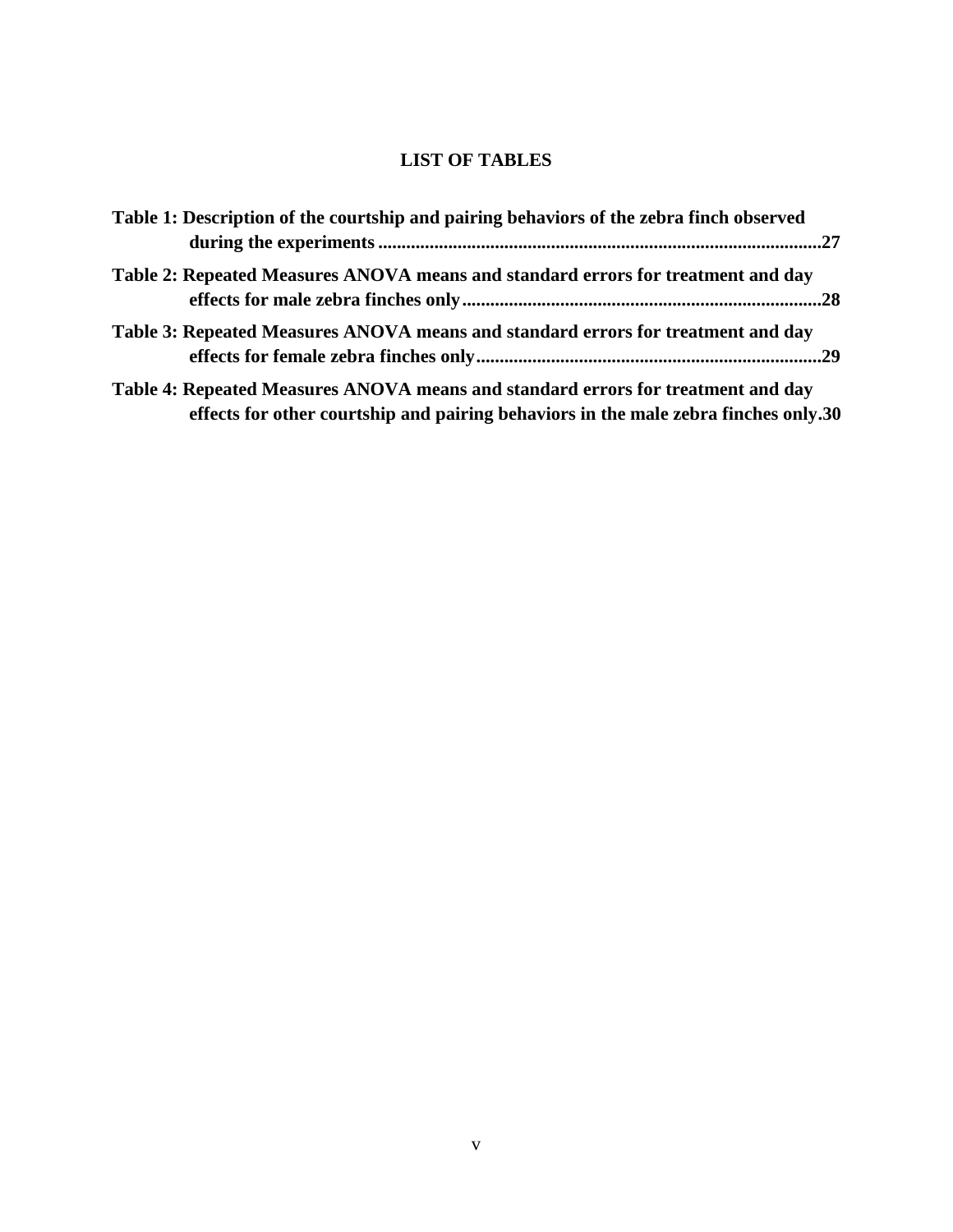# LIST OF TABLES

**Table 1: Description of the courtship and pairing behaviors of the zebra finch observed during the experiments ............................................................................................27**

**Table 2: Repeated Measures ANOVA means and standard errors for treatment and day effects for male zebra finches only...........................................................................28**

**Table 3: Repeated Measures ANOVA means and standard errors for treatment and day effects for female zebra finches only........................................................................29**

**Table 4: Repeated Measures ANOVA means and standard errors for treatment and day effects for other courtship and pairing behaviors in the male zebra finches only.30**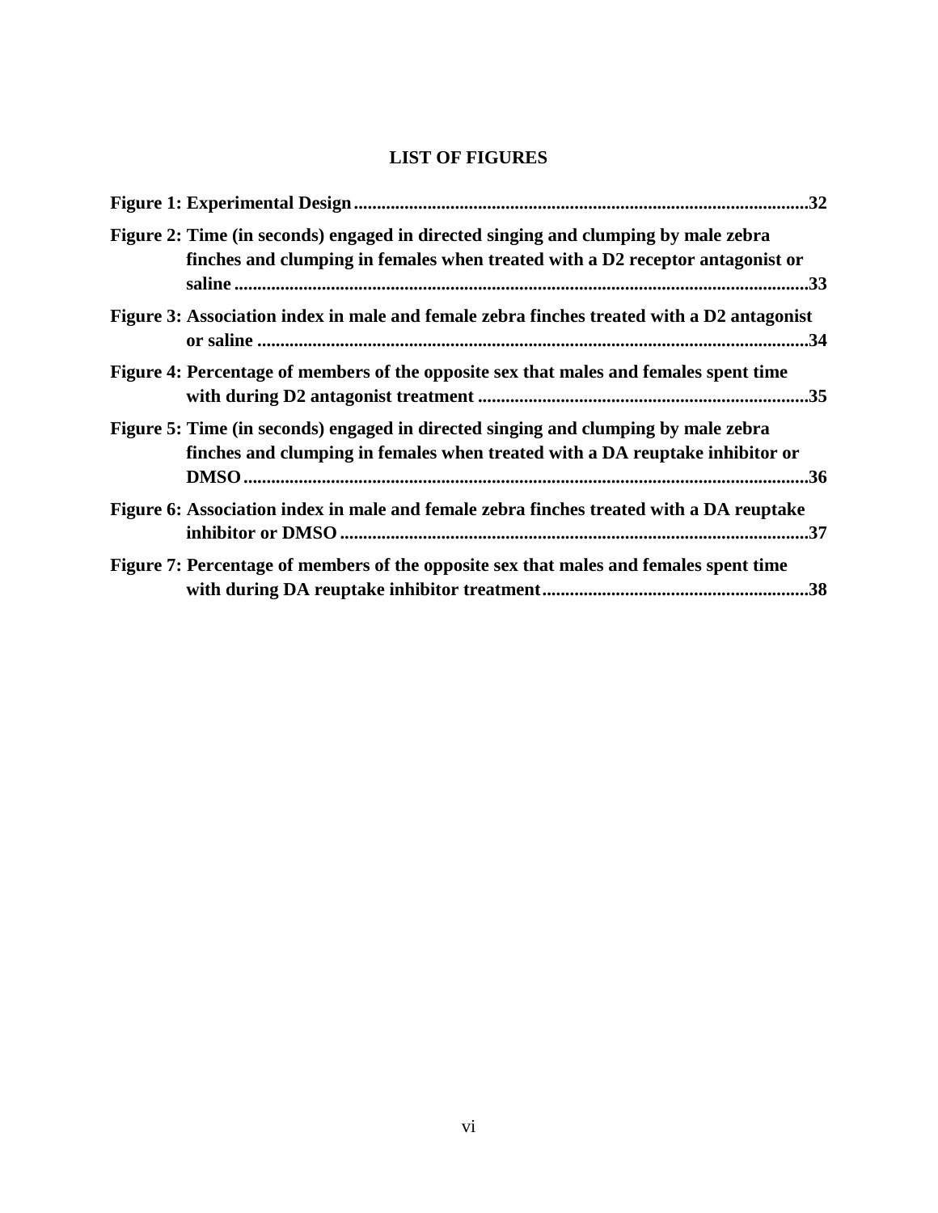## LIST OF FIGURES

**Figure 1: Experimental Design ..................................................................................................32**

**Figure 2: Time (in seconds) engaged in directed singing and clumping by male zebra finches and clumping in females when treated with a D2 receptor antagonist or saline ..........................................................................................................................33**

**Figure 3: Association index in male and female zebra finches treated with a D2 antagonist or saline ......................................................................................................................34**

**Figure 4: Percentage of members of the opposite sex that males and females spent time with during D2 antagonist treatment .......................................................................35**

**Figure 5: Time (in seconds) engaged in directed singing and clumping by male zebra finches and clumping in females when treated with a DA reuptake inhibitor or DMSO ..........................................................................................................................36**

**Figure 6: Association index in male and female zebra finches treated with a DA reuptake inhibitor or DMSO ....................................................................................................37**

**Figure 7: Percentage of members of the opposite sex that males and females spent time with during DA reuptake inhibitor treatment .........................................................38**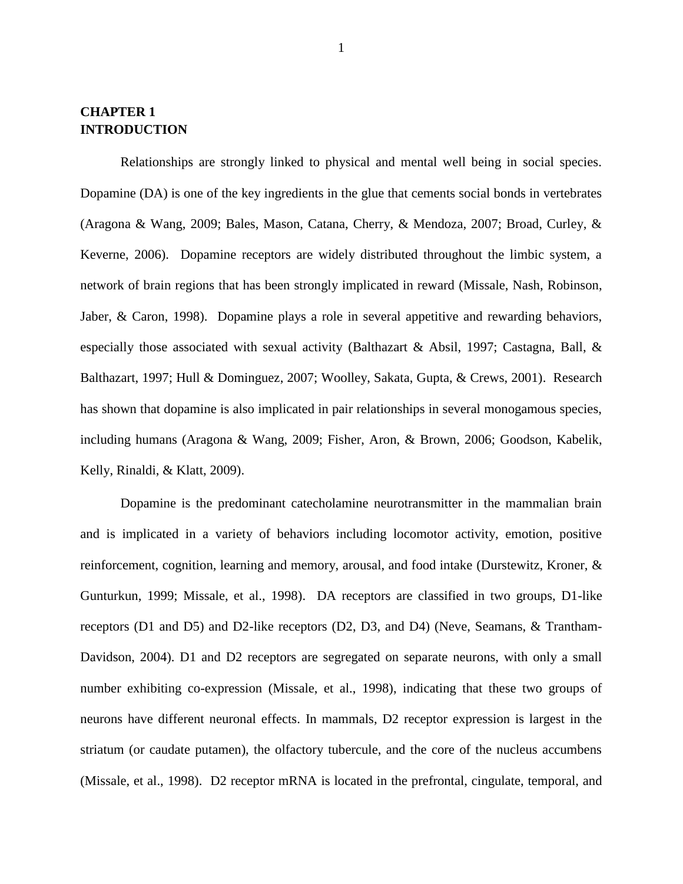# CHAPTER 1
# INTRODUCTION

Relationships are strongly linked to physical and mental well being in social species. Dopamine (DA) is one of the key ingredients in the glue that cements social bonds in vertebrates (Aragona & Wang, 2009; Bales, Mason, Catana, Cherry, & Mendoza, 2007; Broad, Curley, & Keverne, 2006). Dopamine receptors are widely distributed throughout the limbic system, a network of brain regions that has been strongly implicated in reward (Missale, Nash, Robinson, Jaber, & Caron, 1998). Dopamine plays a role in several appetitive and rewarding behaviors, especially those associated with sexual activity (Balthazart & Absil, 1997; Castagna, Ball, & Balthazart, 1997; Hull & Dominguez, 2007; Woolley, Sakata, Gupta, & Crews, 2001). Research has shown that dopamine is also implicated in pair relationships in several monogamous species, including humans (Aragona & Wang, 2009; Fisher, Aron, & Brown, 2006; Goodson, Kabelik, Kelly, Rinaldi, & Klatt, 2009).

Dopamine is the predominant catecholamine neurotransmitter in the mammalian brain and is implicated in a variety of behaviors including locomotor activity, emotion, positive reinforcement, cognition, learning and memory, arousal, and food intake (Durstewitz, Kroner, & Gunturkun, 1999; Missale, et al., 1998). DA receptors are classified in two groups, D1-like receptors (D1 and D5) and D2-like receptors (D2, D3, and D4) (Neve, Seamans, & Trantham-Davidson, 2004). D1 and D2 receptors are segregated on separate neurons, with only a small number exhibiting co-expression (Missale, et al., 1998), indicating that these two groups of neurons have different neuronal effects. In mammals, D2 receptor expression is largest in the striatum (or caudate putamen), the olfactory tubercule, and the core of the nucleus accumbens (Missale, et al., 1998). D2 receptor mRNA is located in the prefrontal, cingulate, temporal, and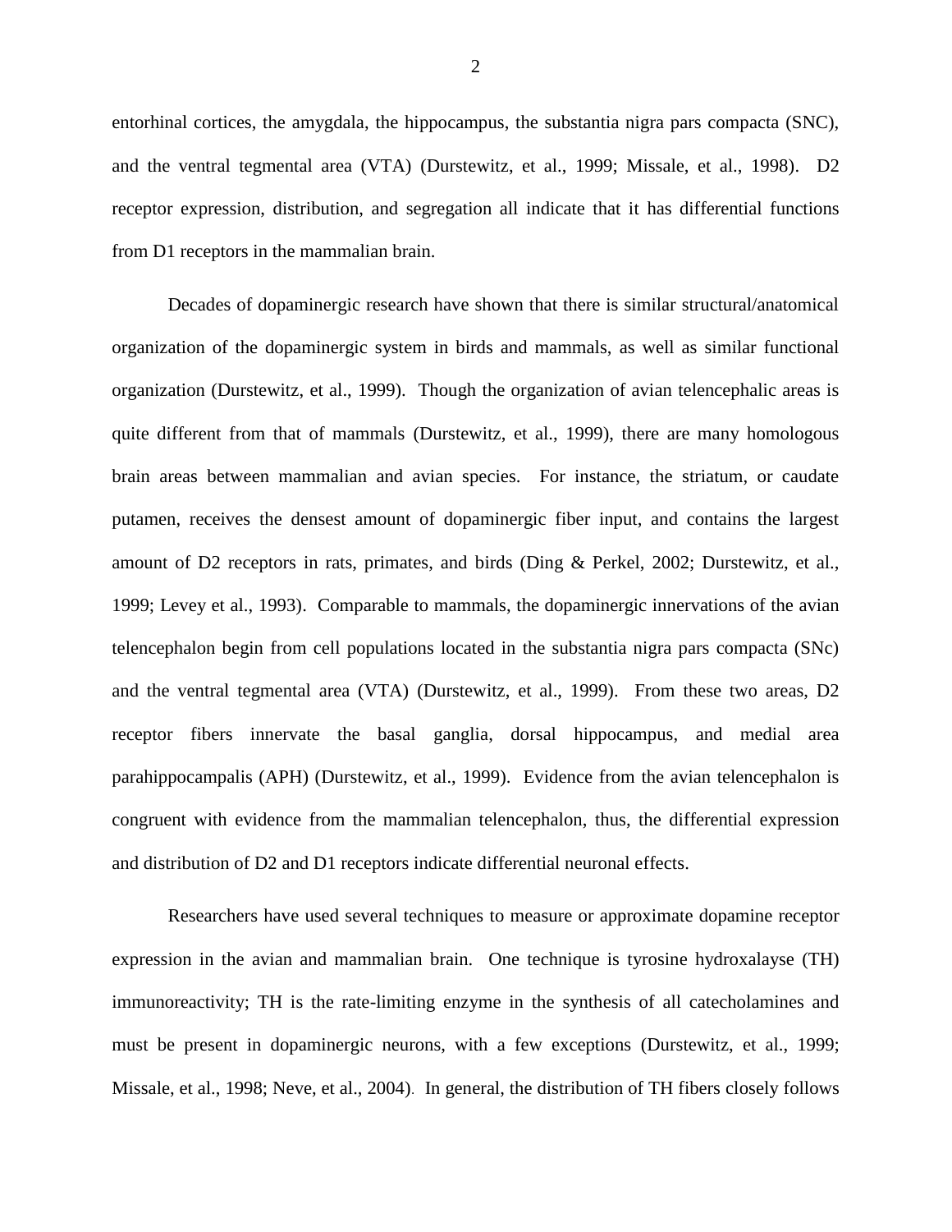entorhinal cortices, the amygdala, the hippocampus, the substantia nigra pars compacta (SNC), and the ventral tegmental area (VTA) (Durstewitz, et al., 1999; Missale, et al., 1998). D2 receptor expression, distribution, and segregation all indicate that it has differential functions from D1 receptors in the mammalian brain.

Decades of dopaminergic research have shown that there is similar structural/anatomical organization of the dopaminergic system in birds and mammals, as well as similar functional organization (Durstewitz, et al., 1999). Though the organization of avian telencephalic areas is quite different from that of mammals (Durstewitz, et al., 1999), there are many homologous brain areas between mammalian and avian species. For instance, the striatum, or caudate putamen, receives the densest amount of dopaminergic fiber input, and contains the largest amount of D2 receptors in rats, primates, and birds (Ding & Perkel, 2002; Durstewitz, et al., 1999; Levey et al., 1993). Comparable to mammals, the dopaminergic innervations of the avian telencephalon begin from cell populations located in the substantia nigra pars compacta (SNc) and the ventral tegmental area (VTA) (Durstewitz, et al., 1999). From these two areas, D2 receptor fibers innervate the basal ganglia, dorsal hippocampus, and medial area parahippocampalis (APH) (Durstewitz, et al., 1999). Evidence from the avian telencephalon is congruent with evidence from the mammalian telencephalon, thus, the differential expression and distribution of D2 and D1 receptors indicate differential neuronal effects.

Researchers have used several techniques to measure or approximate dopamine receptor expression in the avian and mammalian brain. One technique is tyrosine hydroxalayse (TH) immunoreactivity; TH is the rate-limiting enzyme in the synthesis of all catecholamines and must be present in dopaminergic neurons, with a few exceptions (Durstewitz, et al., 1999; Missale, et al., 1998; Neve, et al., 2004). In general, the distribution of TH fibers closely follows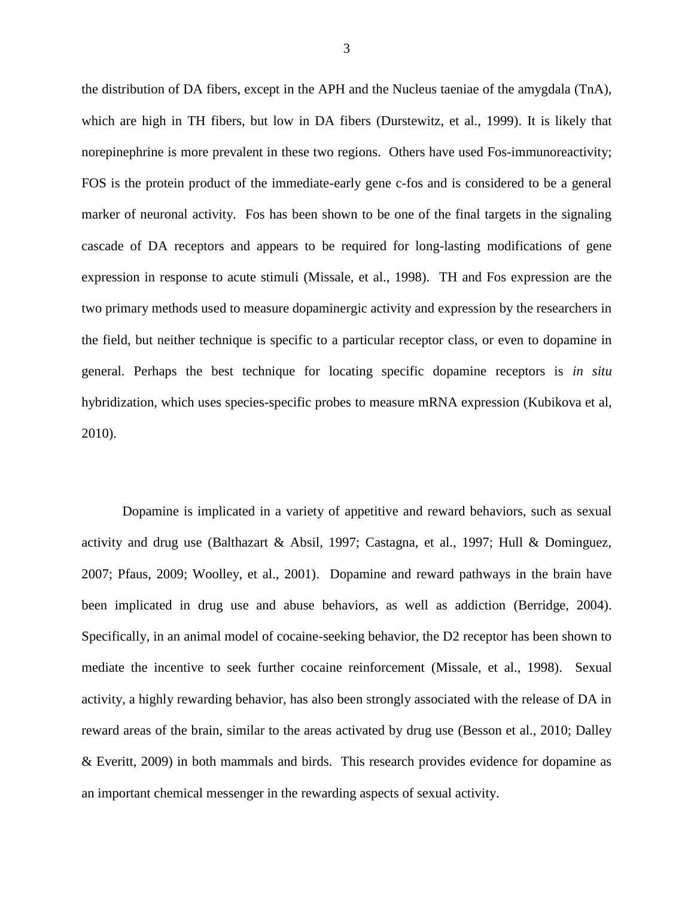the distribution of DA fibers, except in the APH and the Nucleus taeniae of the amygdala (TnA), which are high in TH fibers, but low in DA fibers (Durstewitz, et al., 1999). It is likely that norepinephrine is more prevalent in these two regions. Others have used Fos-immunoreactivity; FOS is the protein product of the immediate-early gene c-fos and is considered to be a general marker of neuronal activity. Fos has been shown to be one of the final targets in the signaling cascade of DA receptors and appears to be required for long-lasting modifications of gene expression in response to acute stimuli (Missale, et al., 1998). TH and Fos expression are the two primary methods used to measure dopaminergic activity and expression by the researchers in the field, but neither technique is specific to a particular receptor class, or even to dopamine in general. Perhaps the best technique for locating specific dopamine receptors is *in situ* hybridization, which uses species-specific probes to measure mRNA expression (Kubikova et al, 2010).

Dopamine is implicated in a variety of appetitive and reward behaviors, such as sexual activity and drug use (Balthazart & Absil, 1997; Castagna, et al., 1997; Hull & Dominguez, 2007; Pfaus, 2009; Woolley, et al., 2001). Dopamine and reward pathways in the brain have been implicated in drug use and abuse behaviors, as well as addiction (Berridge, 2004). Specifically, in an animal model of cocaine-seeking behavior, the D2 receptor has been shown to mediate the incentive to seek further cocaine reinforcement (Missale, et al., 1998). Sexual activity, a highly rewarding behavior, has also been strongly associated with the release of DA in reward areas of the brain, similar to the areas activated by drug use (Besson et al., 2010; Dalley & Everitt, 2009) in both mammals and birds. This research provides evidence for dopamine as an important chemical messenger in the rewarding aspects of sexual activity.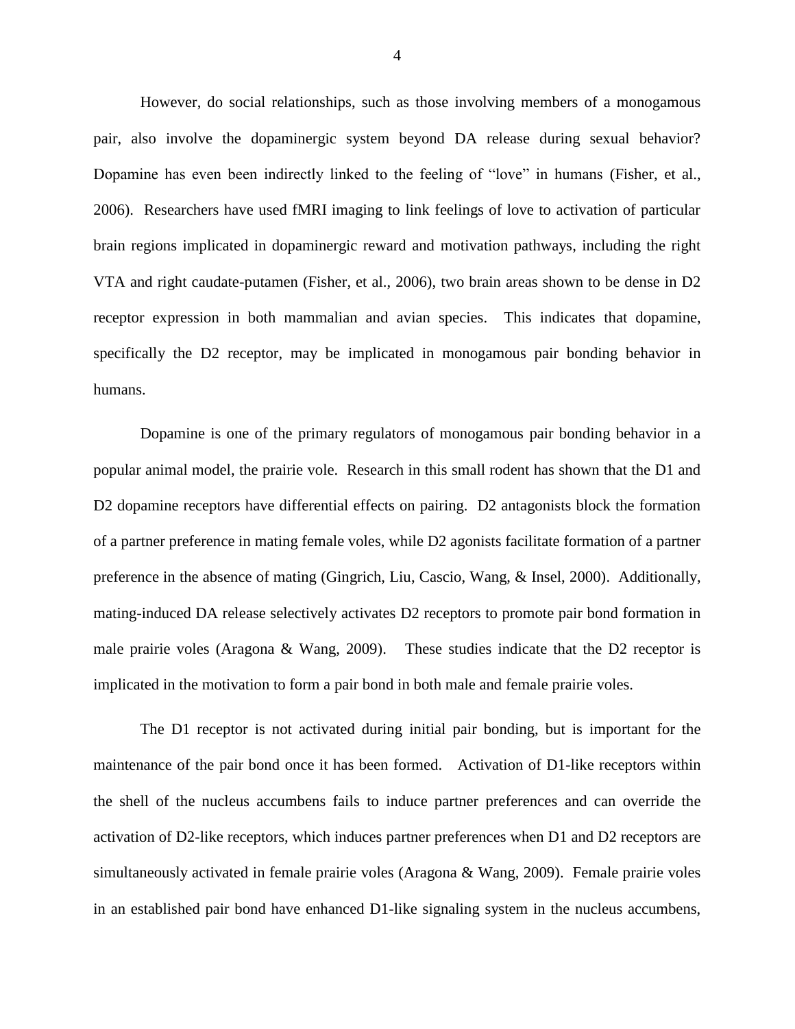However, do social relationships, such as those involving members of a monogamous pair, also involve the dopaminergic system beyond DA release during sexual behavior? Dopamine has even been indirectly linked to the feeling of "love" in humans (Fisher, et al., 2006). Researchers have used fMRI imaging to link feelings of love to activation of particular brain regions implicated in dopaminergic reward and motivation pathways, including the right VTA and right caudate-putamen (Fisher, et al., 2006), two brain areas shown to be dense in D2 receptor expression in both mammalian and avian species. This indicates that dopamine, specifically the D2 receptor, may be implicated in monogamous pair bonding behavior in humans.

Dopamine is one of the primary regulators of monogamous pair bonding behavior in a popular animal model, the prairie vole. Research in this small rodent has shown that the D1 and D2 dopamine receptors have differential effects on pairing. D2 antagonists block the formation of a partner preference in mating female voles, while D2 agonists facilitate formation of a partner preference in the absence of mating (Gingrich, Liu, Cascio, Wang, & Insel, 2000). Additionally, mating-induced DA release selectively activates D2 receptors to promote pair bond formation in male prairie voles (Aragona & Wang, 2009). These studies indicate that the D2 receptor is implicated in the motivation to form a pair bond in both male and female prairie voles.

The D1 receptor is not activated during initial pair bonding, but is important for the maintenance of the pair bond once it has been formed. Activation of D1-like receptors within the shell of the nucleus accumbens fails to induce partner preferences and can override the activation of D2-like receptors, which induces partner preferences when D1 and D2 receptors are simultaneously activated in female prairie voles (Aragona & Wang, 2009). Female prairie voles in an established pair bond have enhanced D1-like signaling system in the nucleus accumbens,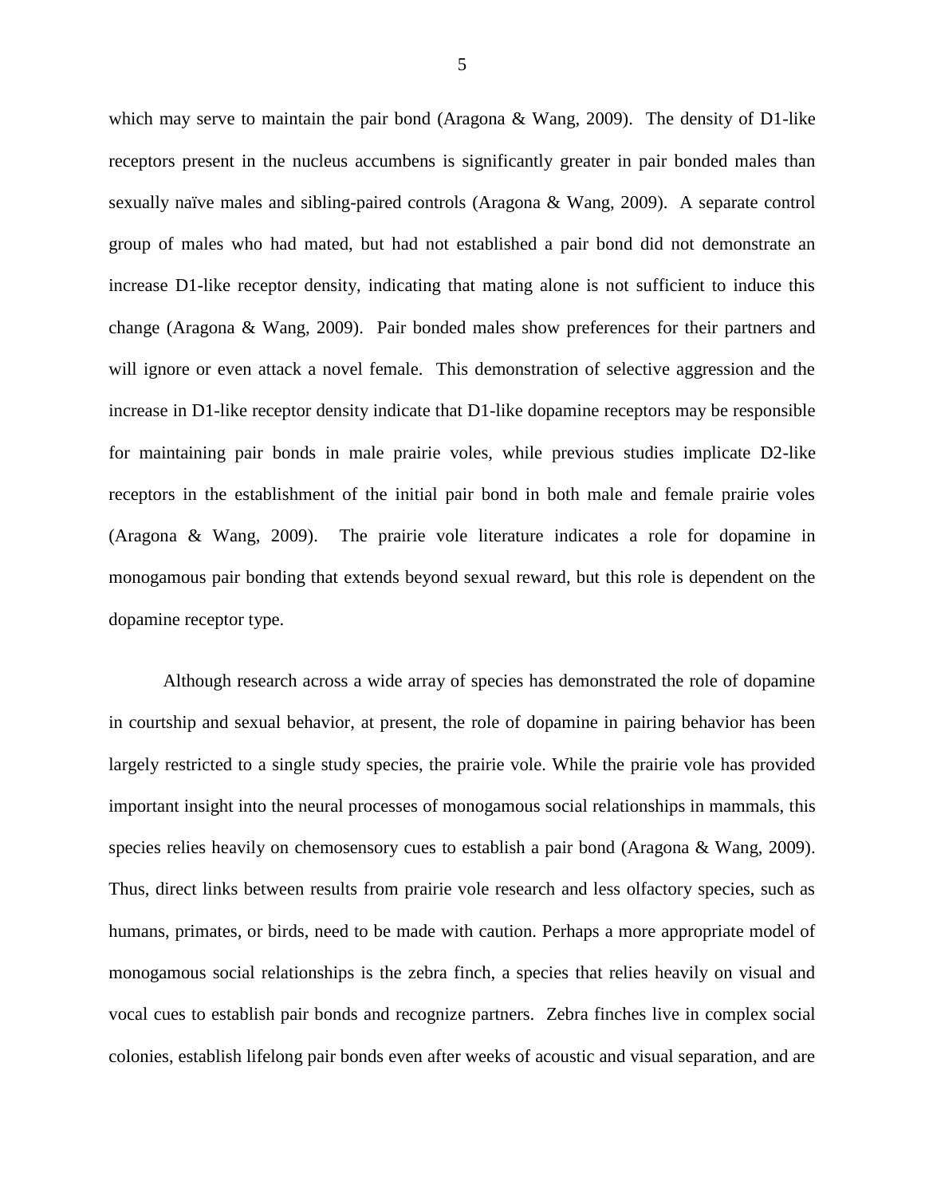which may serve to maintain the pair bond (Aragona & Wang, 2009). The density of D1-like receptors present in the nucleus accumbens is significantly greater in pair bonded males than sexually naïve males and sibling-paired controls (Aragona & Wang, 2009). A separate control group of males who had mated, but had not established a pair bond did not demonstrate an increase D1-like receptor density, indicating that mating alone is not sufficient to induce this change (Aragona & Wang, 2009). Pair bonded males show preferences for their partners and will ignore or even attack a novel female. This demonstration of selective aggression and the increase in D1-like receptor density indicate that D1-like dopamine receptors may be responsible for maintaining pair bonds in male prairie voles, while previous studies implicate D2-like receptors in the establishment of the initial pair bond in both male and female prairie voles (Aragona & Wang, 2009). The prairie vole literature indicates a role for dopamine in monogamous pair bonding that extends beyond sexual reward, but this role is dependent on the dopamine receptor type.

Although research across a wide array of species has demonstrated the role of dopamine in courtship and sexual behavior, at present, the role of dopamine in pairing behavior has been largely restricted to a single study species, the prairie vole. While the prairie vole has provided important insight into the neural processes of monogamous social relationships in mammals, this species relies heavily on chemosensory cues to establish a pair bond (Aragona & Wang, 2009). Thus, direct links between results from prairie vole research and less olfactory species, such as humans, primates, or birds, need to be made with caution. Perhaps a more appropriate model of monogamous social relationships is the zebra finch, a species that relies heavily on visual and vocal cues to establish pair bonds and recognize partners. Zebra finches live in complex social colonies, establish lifelong pair bonds even after weeks of acoustic and visual separation, and are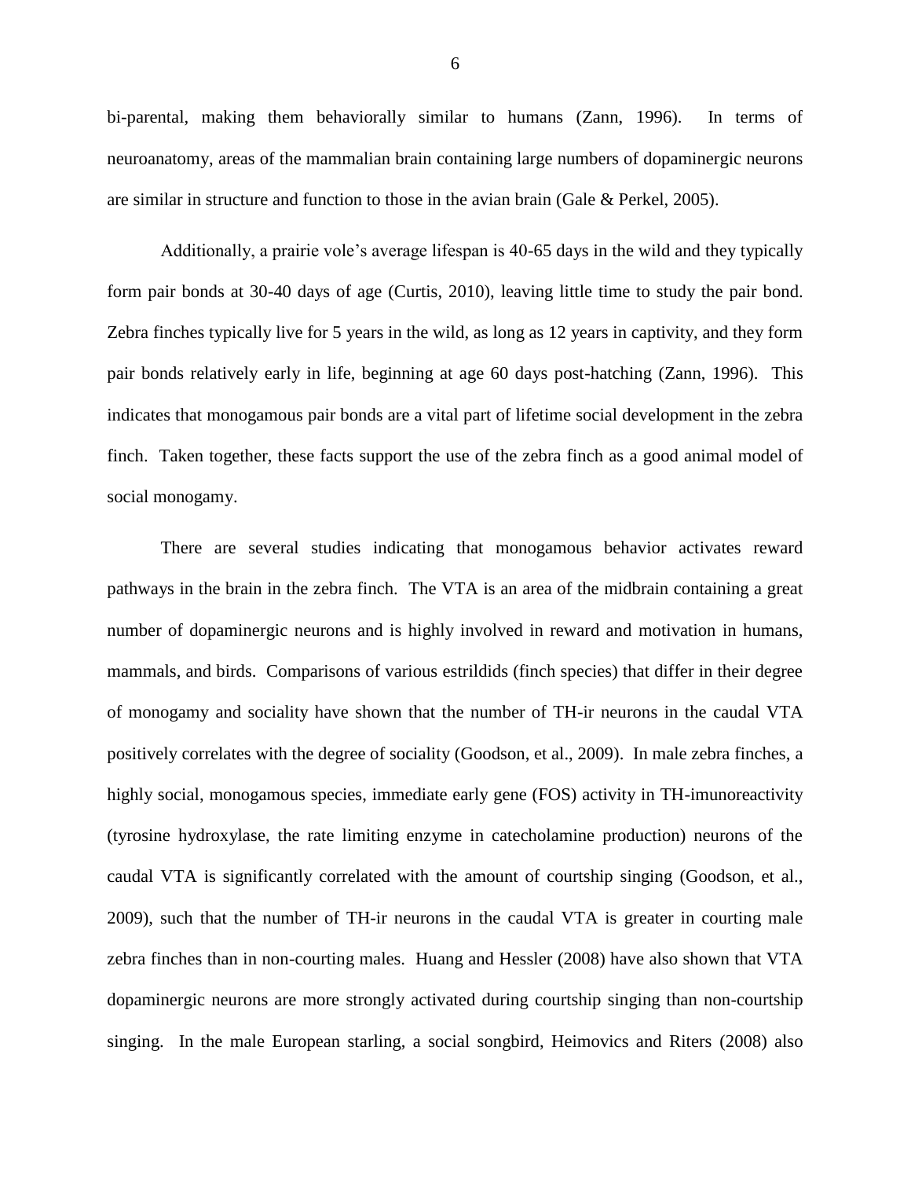bi-parental, making them behaviorally similar to humans (Zann, 1996). In terms of neuroanatomy, areas of the mammalian brain containing large numbers of dopaminergic neurons are similar in structure and function to those in the avian brain (Gale & Perkel, 2005).

Additionally, a prairie vole's average lifespan is 40-65 days in the wild and they typically form pair bonds at 30-40 days of age (Curtis, 2010), leaving little time to study the pair bond. Zebra finches typically live for 5 years in the wild, as long as 12 years in captivity, and they form pair bonds relatively early in life, beginning at age 60 days post-hatching (Zann, 1996). This indicates that monogamous pair bonds are a vital part of lifetime social development in the zebra finch. Taken together, these facts support the use of the zebra finch as a good animal model of social monogamy.

There are several studies indicating that monogamous behavior activates reward pathways in the brain in the zebra finch. The VTA is an area of the midbrain containing a great number of dopaminergic neurons and is highly involved in reward and motivation in humans, mammals, and birds. Comparisons of various estrildids (finch species) that differ in their degree of monogamy and sociality have shown that the number of TH-ir neurons in the caudal VTA positively correlates with the degree of sociality (Goodson, et al., 2009). In male zebra finches, a highly social, monogamous species, immediate early gene (FOS) activity in TH-imunoreactivity (tyrosine hydroxylase, the rate limiting enzyme in catecholamine production) neurons of the caudal VTA is significantly correlated with the amount of courtship singing (Goodson, et al., 2009), such that the number of TH-ir neurons in the caudal VTA is greater in courting male zebra finches than in non-courting males. Huang and Hessler (2008) have also shown that VTA dopaminergic neurons are more strongly activated during courtship singing than non-courtship singing. In the male European starling, a social songbird, Heimovics and Riters (2008) also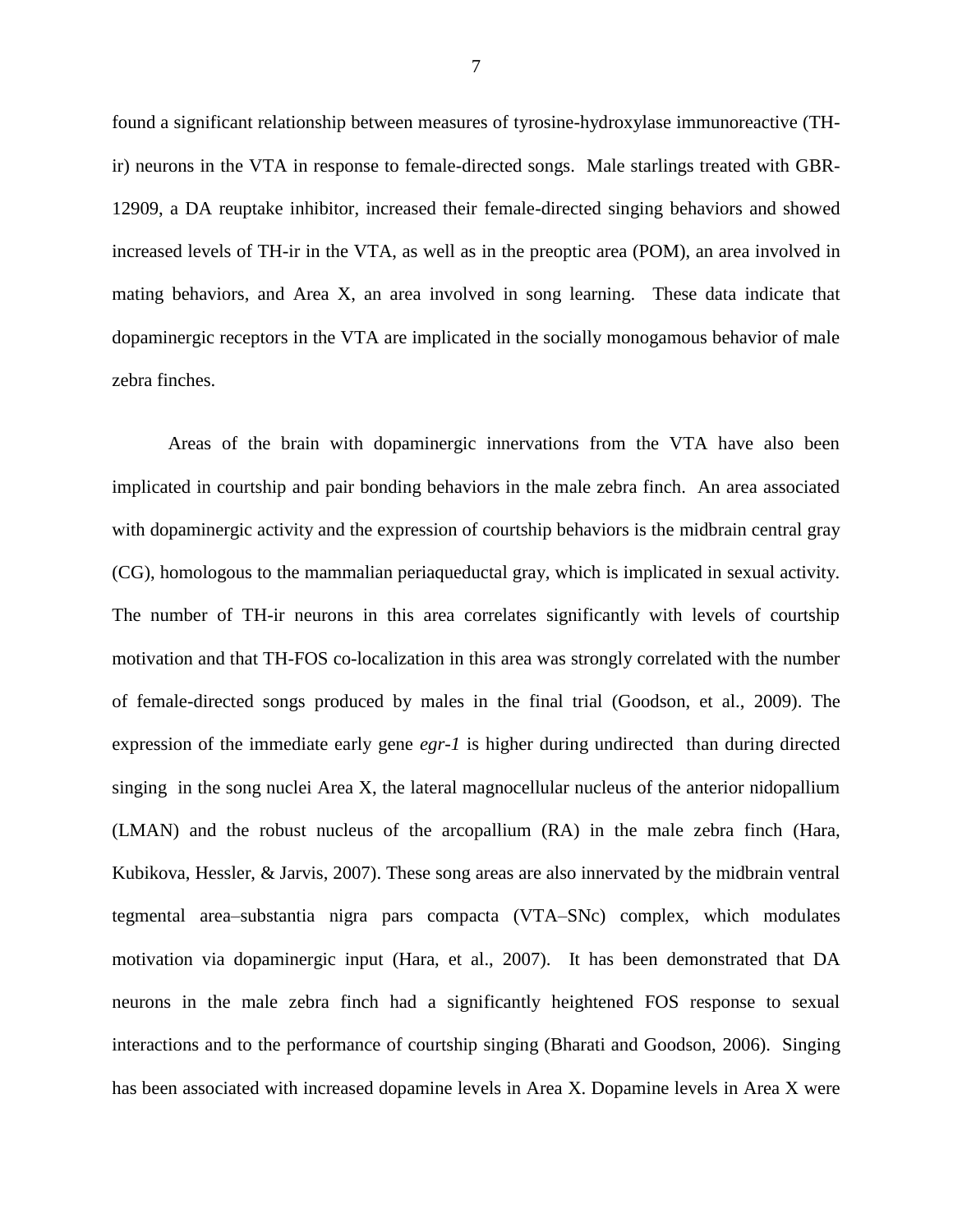found a significant relationship between measures of tyrosine-hydroxylase immunoreactive (TH-ir) neurons in the VTA in response to female-directed songs. Male starlings treated with GBR-12909, a DA reuptake inhibitor, increased their female-directed singing behaviors and showed increased levels of TH-ir in the VTA, as well as in the preoptic area (POM), an area involved in mating behaviors, and Area X, an area involved in song learning. These data indicate that dopaminergic receptors in the VTA are implicated in the socially monogamous behavior of male zebra finches.

Areas of the brain with dopaminergic innervations from the VTA have also been implicated in courtship and pair bonding behaviors in the male zebra finch. An area associated with dopaminergic activity and the expression of courtship behaviors is the midbrain central gray (CG), homologous to the mammalian periaqueductal gray, which is implicated in sexual activity. The number of TH-ir neurons in this area correlates significantly with levels of courtship motivation and that TH-FOS co-localization in this area was strongly correlated with the number of female-directed songs produced by males in the final trial (Goodson, et al., 2009). The expression of the immediate early gene *egr-1* is higher during undirected than during directed singing in the song nuclei Area X, the lateral magnocellular nucleus of the anterior nidopallium (LMAN) and the robust nucleus of the arcopallium (RA) in the male zebra finch (Hara, Kubikova, Hessler, & Jarvis, 2007). These song areas are also innervated by the midbrain ventral tegmental area–substantia nigra pars compacta (VTA–SNc) complex, which modulates motivation via dopaminergic input (Hara, et al., 2007). It has been demonstrated that DA neurons in the male zebra finch had a significantly heightened FOS response to sexual interactions and to the performance of courtship singing (Bharati and Goodson, 2006). Singing has been associated with increased dopamine levels in Area X. Dopamine levels in Area X were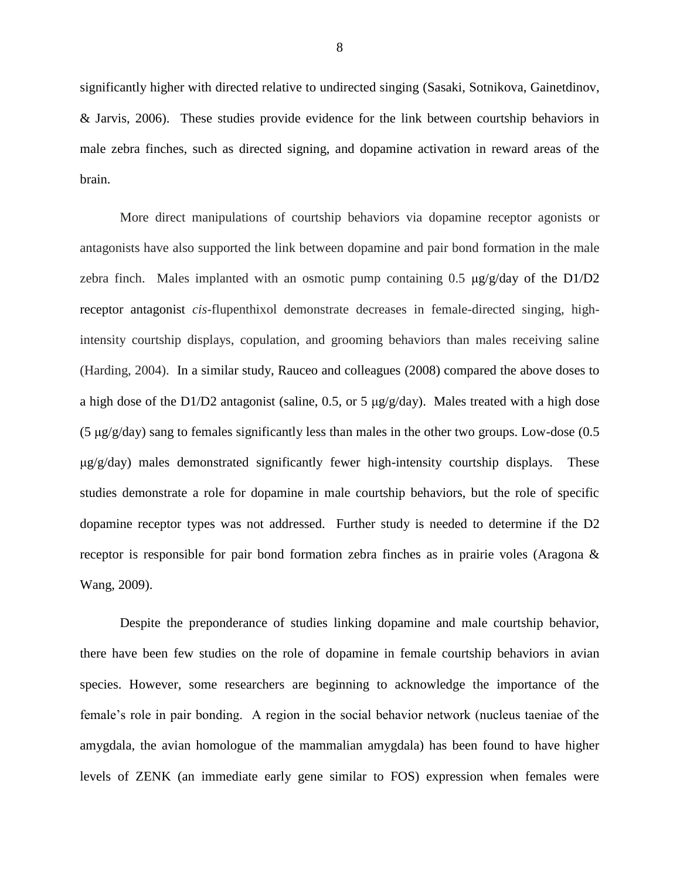significantly higher with directed relative to undirected singing (Sasaki, Sotnikova, Gainetdinov, & Jarvis, 2006). These studies provide evidence for the link between courtship behaviors in male zebra finches, such as directed signing, and dopamine activation in reward areas of the brain.

More direct manipulations of courtship behaviors via dopamine receptor agonists or antagonists have also supported the link between dopamine and pair bond formation in the male zebra finch. Males implanted with an osmotic pump containing 0.5 μg/g/day of the D1/D2 receptor antagonist *cis*-flupenthixol demonstrate decreases in female-directed singing, high-intensity courtship displays, copulation, and grooming behaviors than males receiving saline (Harding, 2004). In a similar study, Rauceo and colleagues (2008) compared the above doses to a high dose of the D1/D2 antagonist (saline, 0.5, or 5 μg/g/day). Males treated with a high dose (5 μg/g/day) sang to females significantly less than males in the other two groups. Low-dose (0.5 μg/g/day) males demonstrated significantly fewer high-intensity courtship displays. These studies demonstrate a role for dopamine in male courtship behaviors, but the role of specific dopamine receptor types was not addressed. Further study is needed to determine if the D2 receptor is responsible for pair bond formation zebra finches as in prairie voles (Aragona & Wang, 2009).

Despite the preponderance of studies linking dopamine and male courtship behavior, there have been few studies on the role of dopamine in female courtship behaviors in avian species. However, some researchers are beginning to acknowledge the importance of the female's role in pair bonding. A region in the social behavior network (nucleus taeniae of the amygdala, the avian homologue of the mammalian amygdala) has been found to have higher levels of ZENK (an immediate early gene similar to FOS) expression when females were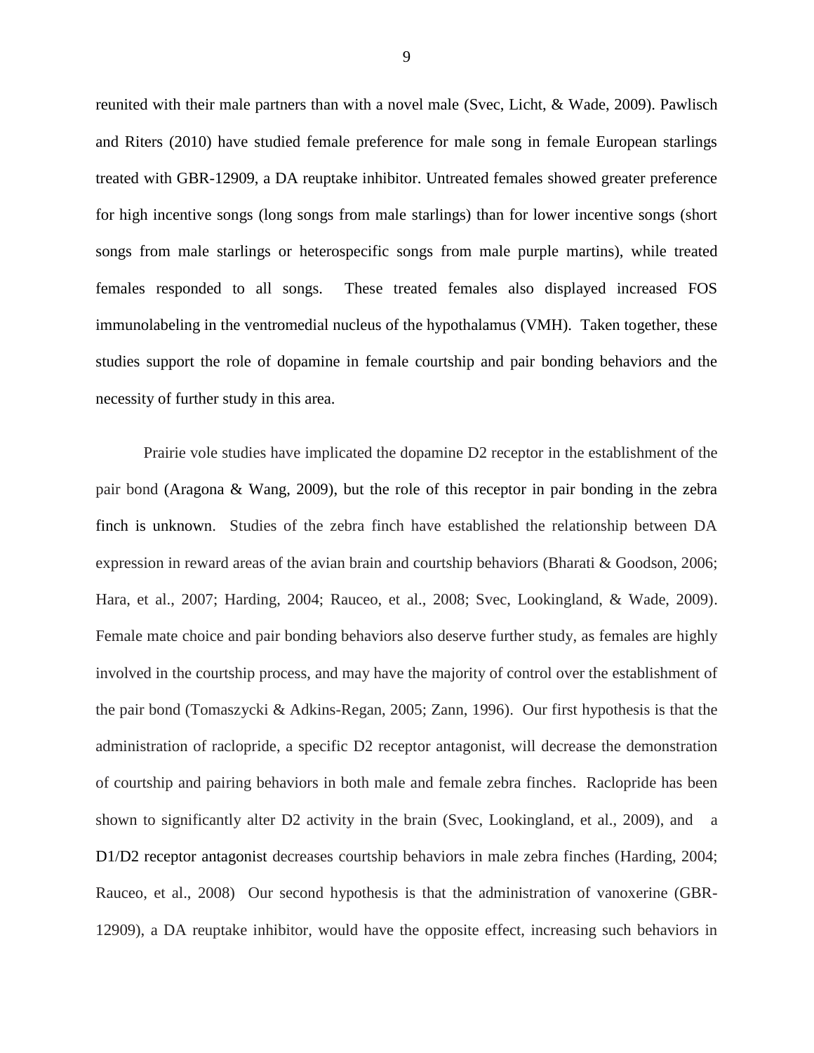reunited with their male partners than with a novel male (Svec, Licht, & Wade, 2009). Pawlisch and Riters (2010) have studied female preference for male song in female European starlings treated with GBR-12909, a DA reuptake inhibitor. Untreated females showed greater preference for high incentive songs (long songs from male starlings) than for lower incentive songs (short songs from male starlings or heterospecific songs from male purple martins), while treated females responded to all songs. These treated females also displayed increased FOS immunolabeling in the ventromedial nucleus of the hypothalamus (VMH). Taken together, these studies support the role of dopamine in female courtship and pair bonding behaviors and the necessity of further study in this area.

Prairie vole studies have implicated the dopamine D2 receptor in the establishment of the pair bond (Aragona & Wang, 2009), but the role of this receptor in pair bonding in the zebra finch is unknown. Studies of the zebra finch have established the relationship between DA expression in reward areas of the avian brain and courtship behaviors (Bharati & Goodson, 2006; Hara, et al., 2007; Harding, 2004; Rauceo, et al., 2008; Svec, Lookingland, & Wade, 2009). Female mate choice and pair bonding behaviors also deserve further study, as females are highly involved in the courtship process, and may have the majority of control over the establishment of the pair bond (Tomaszycki & Adkins-Regan, 2005; Zann, 1996). Our first hypothesis is that the administration of raclopride, a specific D2 receptor antagonist, will decrease the demonstration of courtship and pairing behaviors in both male and female zebra finches. Raclopride has been shown to significantly alter D2 activity in the brain (Svec, Lookingland, et al., 2009), and a D1/D2 receptor antagonist decreases courtship behaviors in male zebra finches (Harding, 2004; Rauceo, et al., 2008) Our second hypothesis is that the administration of vanoxerine (GBR-12909), a DA reuptake inhibitor, would have the opposite effect, increasing such behaviors in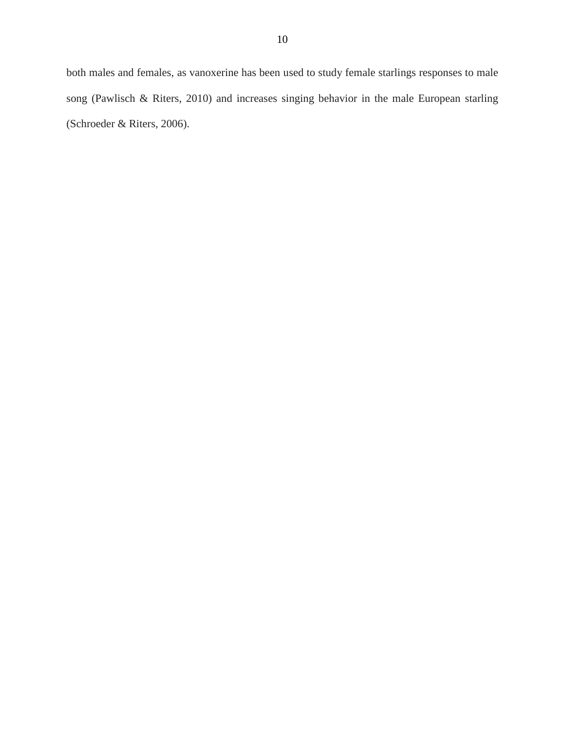both males and females, as vanoxerine has been used to study female starlings responses to male song (Pawlisch & Riters, 2010) and increases singing behavior in the male European starling (Schroeder & Riters, 2006).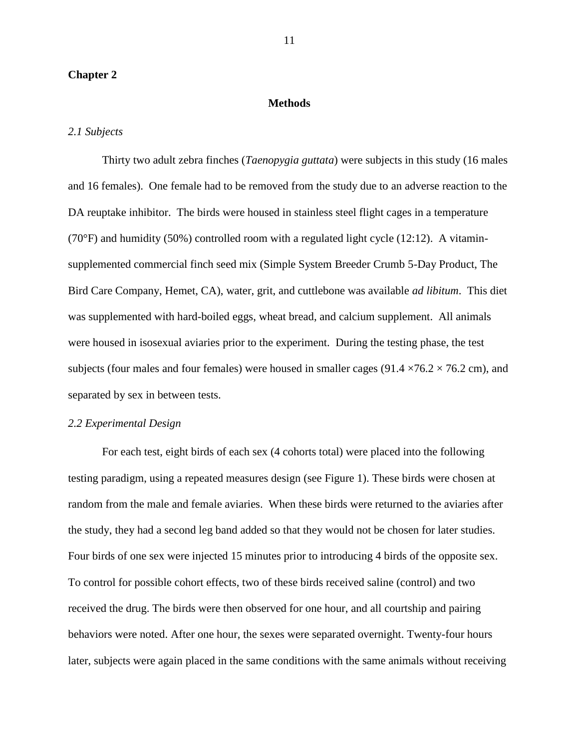## Chapter 2

### Methods

*2.1 Subjects*

Thirty two adult zebra finches (*Taenopygia guttata*) were subjects in this study (16 males and 16 females). One female had to be removed from the study due to an adverse reaction to the DA reuptake inhibitor. The birds were housed in stainless steel flight cages in a temperature (70°F) and humidity (50%) controlled room with a regulated light cycle (12:12). A vitamin-supplemented commercial finch seed mix (Simple System Breeder Crumb 5-Day Product, The Bird Care Company, Hemet, CA), water, grit, and cuttlebone was available *ad libitum*. This diet was supplemented with hard-boiled eggs, wheat bread, and calcium supplement. All animals were housed in isosexual aviaries prior to the experiment. During the testing phase, the test subjects (four males and four females) were housed in smaller cages (91.4 ×76.2 × 76.2 cm), and separated by sex in between tests.

*2.2 Experimental Design*

For each test, eight birds of each sex (4 cohorts total) were placed into the following testing paradigm, using a repeated measures design (see Figure 1). These birds were chosen at random from the male and female aviaries. When these birds were returned to the aviaries after the study, they had a second leg band added so that they would not be chosen for later studies. Four birds of one sex were injected 15 minutes prior to introducing 4 birds of the opposite sex. To control for possible cohort effects, two of these birds received saline (control) and two received the drug. The birds were then observed for one hour, and all courtship and pairing behaviors were noted. After one hour, the sexes were separated overnight. Twenty-four hours later, subjects were again placed in the same conditions with the same animals without receiving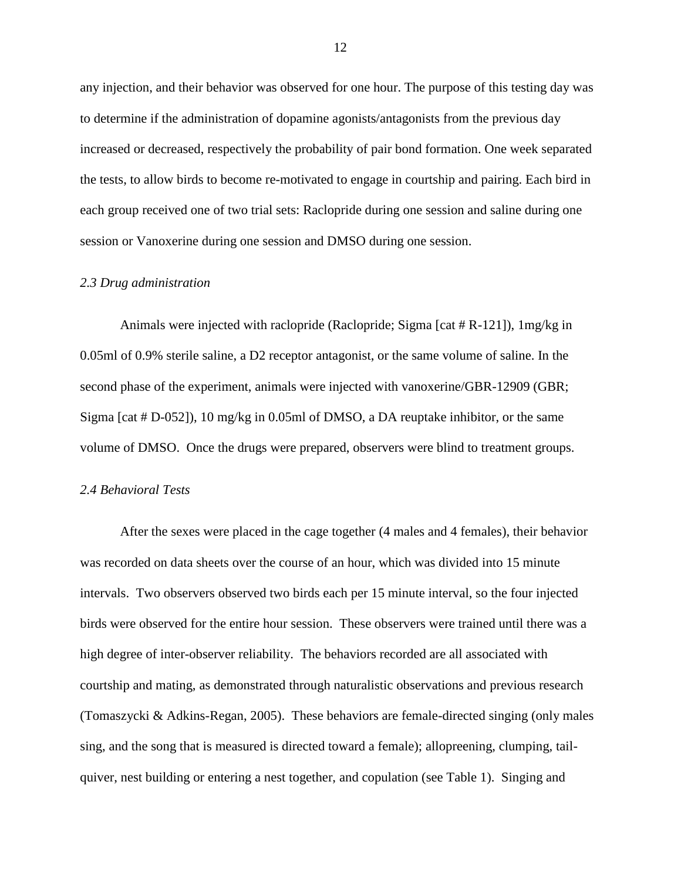any injection, and their behavior was observed for one hour. The purpose of this testing day was to determine if the administration of dopamine agonists/antagonists from the previous day increased or decreased, respectively the probability of pair bond formation. One week separated the tests, to allow birds to become re-motivated to engage in courtship and pairing. Each bird in each group received one of two trial sets: Raclopride during one session and saline during one session or Vanoxerine during one session and DMSO during one session.

### *2.3 Drug administration*

Animals were injected with raclopride (Raclopride; Sigma [cat # R-121]), 1mg/kg in 0.05ml of 0.9% sterile saline, a D2 receptor antagonist, or the same volume of saline. In the second phase of the experiment, animals were injected with vanoxerine/GBR-12909 (GBR; Sigma [cat # D-052]), 10 mg/kg in 0.05ml of DMSO, a DA reuptake inhibitor, or the same volume of DMSO. Once the drugs were prepared, observers were blind to treatment groups.

### *2.4 Behavioral Tests*

After the sexes were placed in the cage together (4 males and 4 females), their behavior was recorded on data sheets over the course of an hour, which was divided into 15 minute intervals. Two observers observed two birds each per 15 minute interval, so the four injected birds were observed for the entire hour session. These observers were trained until there was a high degree of inter-observer reliability. The behaviors recorded are all associated with courtship and mating, as demonstrated through naturalistic observations and previous research (Tomaszycki & Adkins-Regan, 2005). These behaviors are female-directed singing (only males sing, and the song that is measured is directed toward a female); allopreening, clumping, tail-quiver, nest building or entering a nest together, and copulation (see Table 1). Singing and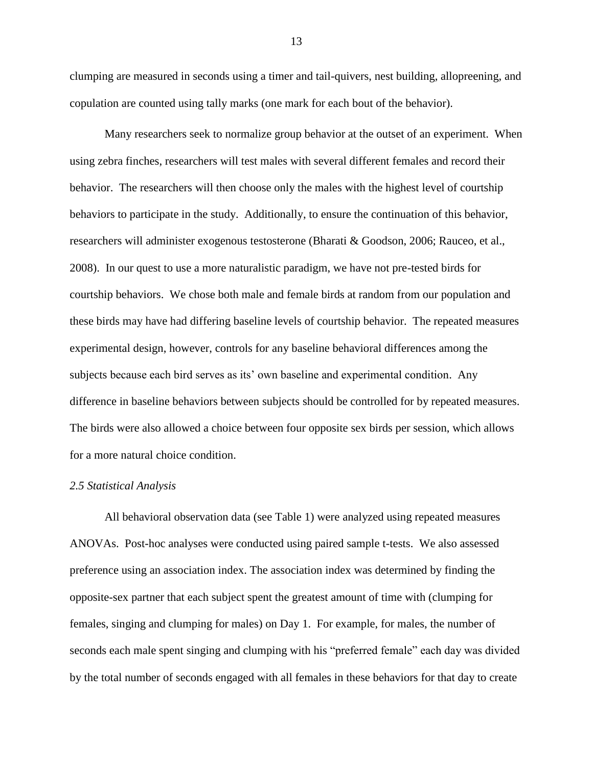clumping are measured in seconds using a timer and tail-quivers, nest building, allopreening, and copulation are counted using tally marks (one mark for each bout of the behavior).

Many researchers seek to normalize group behavior at the outset of an experiment. When using zebra finches, researchers will test males with several different females and record their behavior. The researchers will then choose only the males with the highest level of courtship behaviors to participate in the study. Additionally, to ensure the continuation of this behavior, researchers will administer exogenous testosterone (Bharati & Goodson, 2006; Rauceo, et al., 2008). In our quest to use a more naturalistic paradigm, we have not pre-tested birds for courtship behaviors. We chose both male and female birds at random from our population and these birds may have had differing baseline levels of courtship behavior. The repeated measures experimental design, however, controls for any baseline behavioral differences among the subjects because each bird serves as its' own baseline and experimental condition. Any difference in baseline behaviors between subjects should be controlled for by repeated measures. The birds were also allowed a choice between four opposite sex birds per session, which allows for a more natural choice condition.

### *2.5 Statistical Analysis*

All behavioral observation data (see Table 1) were analyzed using repeated measures ANOVAs. Post-hoc analyses were conducted using paired sample t-tests. We also assessed preference using an association index. The association index was determined by finding the opposite-sex partner that each subject spent the greatest amount of time with (clumping for females, singing and clumping for males) on Day 1. For example, for males, the number of seconds each male spent singing and clumping with his "preferred female" each day was divided by the total number of seconds engaged with all females in these behaviors for that day to create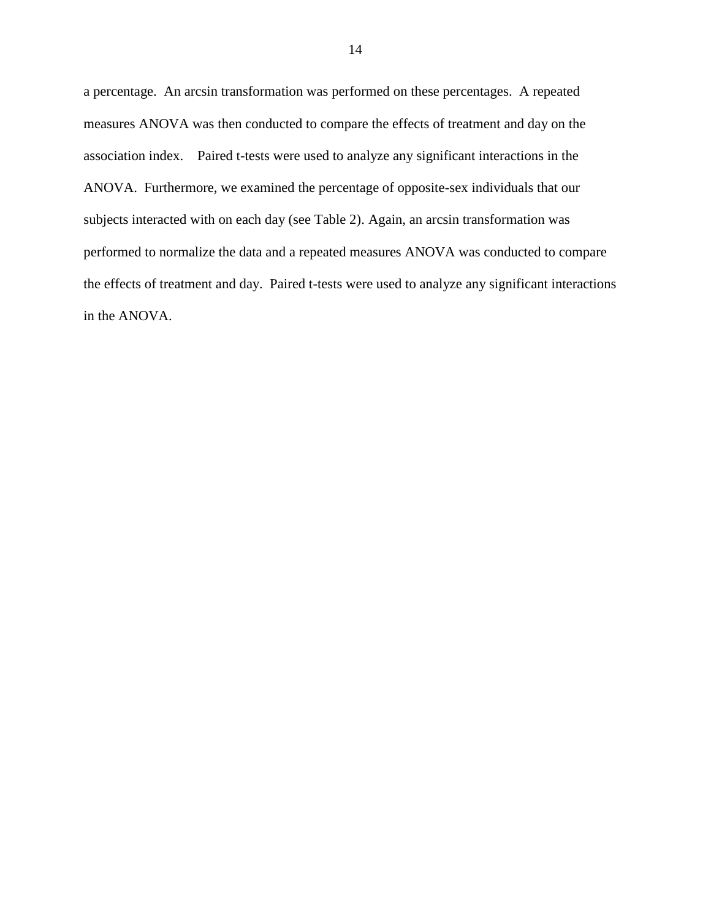a percentage. An arcsin transformation was performed on these percentages. A repeated measures ANOVA was then conducted to compare the effects of treatment and day on the association index. Paired t-tests were used to analyze any significant interactions in the ANOVA. Furthermore, we examined the percentage of opposite-sex individuals that our subjects interacted with on each day (see Table 2). Again, an arcsin transformation was performed to normalize the data and a repeated measures ANOVA was conducted to compare the effects of treatment and day. Paired t-tests were used to analyze any significant interactions in the ANOVA.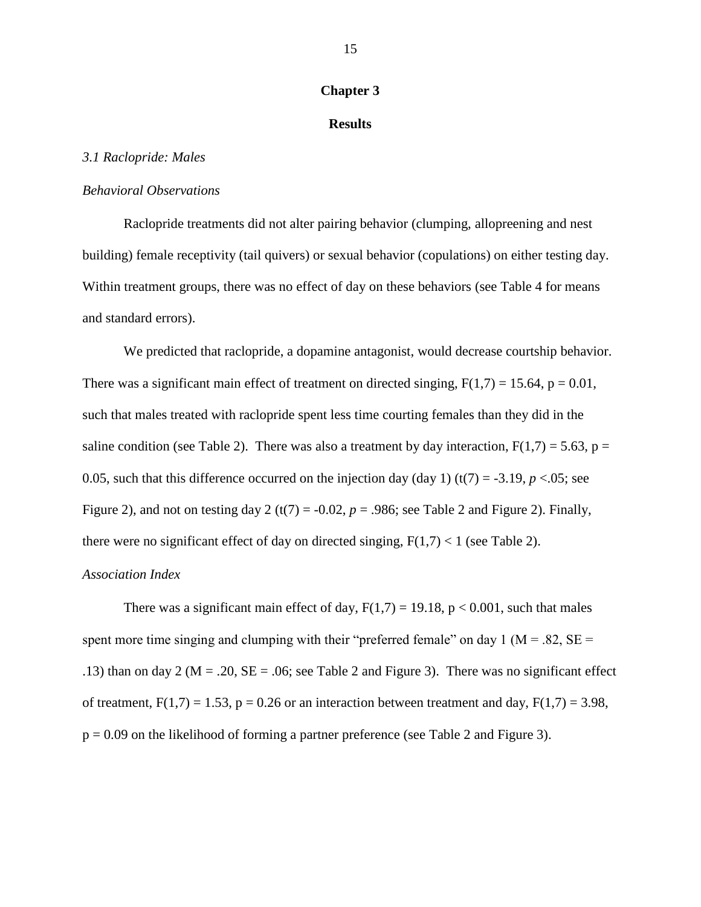# Chapter 3

## Results

### *3.1 Raclopride: Males*

#### *Behavioral Observations*

Raclopride treatments did not alter pairing behavior (clumping, allopreening and nest building) female receptivity (tail quivers) or sexual behavior (copulations) on either testing day. Within treatment groups, there was no effect of day on these behaviors (see Table 4 for means and standard errors).

We predicted that raclopride, a dopamine antagonist, would decrease courtship behavior. There was a significant main effect of treatment on directed singing, $F(1,7) = 15.64$, $p = 0.01$, such that males treated with raclopride spent less time courting females than they did in the saline condition (see Table 2). There was also a treatment by day interaction, $F(1,7) = 5.63$, $p = 0.05$, such that this difference occurred on the injection day (day 1) ($t(7) = -3.19$, $p < .05$; see Figure 2), and not on testing day 2 ($t(7) = -0.02$, $p = .986$; see Table 2 and Figure 2). Finally, there were no significant effect of day on directed singing, $F(1,7) < 1$ (see Table 2).

#### *Association Index*

There was a significant main effect of day, $F(1,7) = 19.18$, $p < 0.001$, such that males spent more time singing and clumping with their "preferred female" on day 1 ($M = .82$, $SE = .13$) than on day 2 ($M = .20$, $SE = .06$; see Table 2 and Figure 3). There was no significant effect of treatment, $F(1,7) = 1.53$, $p = 0.26$ or an interaction between treatment and day, $F(1,7) = 3.98$, $p = 0.09$ on the likelihood of forming a partner preference (see Table 2 and Figure 3).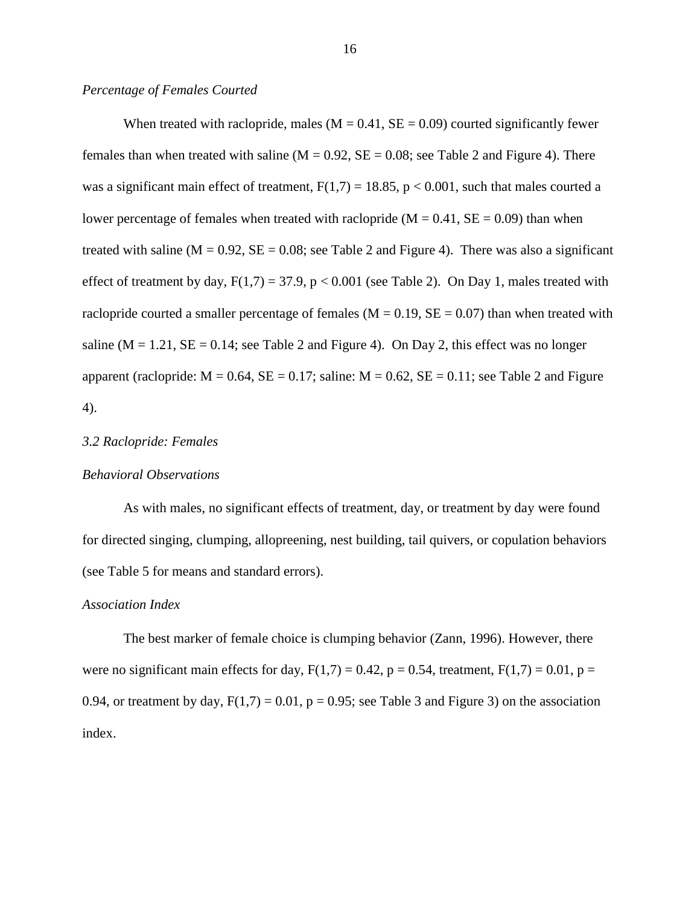*Percentage of Females Courted*

When treated with raclopride, males ($M = 0.41$, $SE = 0.09$) courted significantly fewer females than when treated with saline ($M = 0.92$, $SE = 0.08$; see Table 2 and Figure 4). There was a significant main effect of treatment, $F(1,7) = 18.85$, $p < 0.001$, such that males courted a lower percentage of females when treated with raclopride ($M = 0.41$, $SE = 0.09$) than when treated with saline ($M = 0.92$, $SE = 0.08$; see Table 2 and Figure 4). There was also a significant effect of treatment by day, $F(1,7) = 37.9$, $p < 0.001$ (see Table 2). On Day 1, males treated with raclopride courted a smaller percentage of females ($M = 0.19$, $SE = 0.07$) than when treated with saline ($M = 1.21$, $SE = 0.14$; see Table 2 and Figure 4). On Day 2, this effect was no longer apparent (raclopride: $M = 0.64$, $SE = 0.17$; saline: $M = 0.62$, $SE = 0.11$; see Table 2 and Figure 4).

*3.2 Raclopride: Females*

*Behavioral Observations*

As with males, no significant effects of treatment, day, or treatment by day were found for directed singing, clumping, allopreening, nest building, tail quivers, or copulation behaviors (see Table 5 for means and standard errors).

*Association Index*

The best marker of female choice is clumping behavior (Zann, 1996). However, there were no significant main effects for day, $F(1,7) = 0.42$, $p = 0.54$, treatment, $F(1,7) = 0.01$, $p = 0.94$, or treatment by day, $F(1,7) = 0.01$, $p = 0.95$; see Table 3 and Figure 3) on the association index.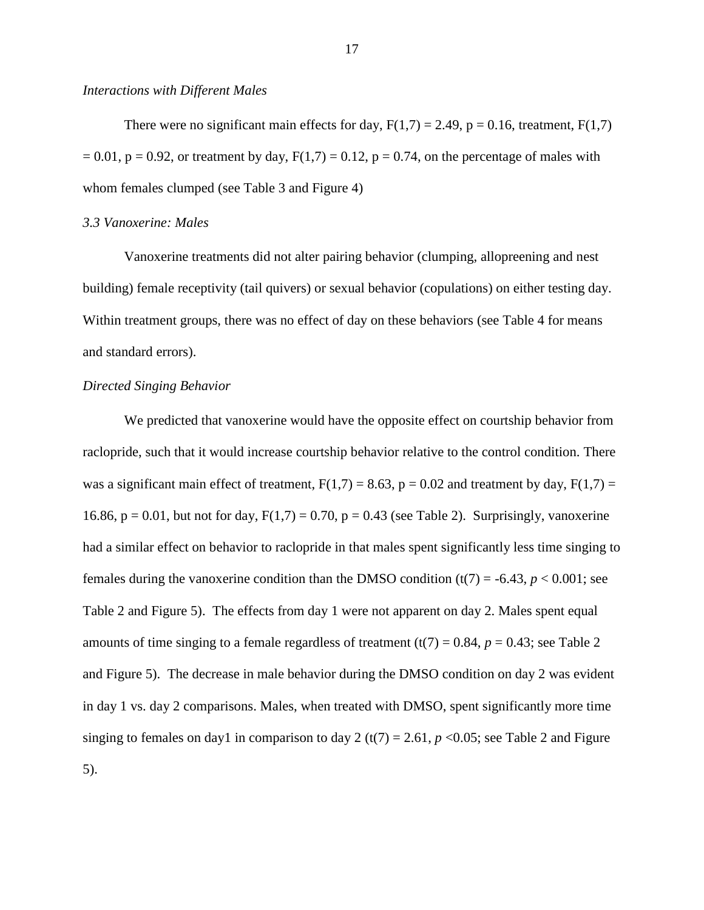*Interactions with Different Males*

There were no significant main effects for day, $F(1,7) = 2.49$, $p = 0.16$, treatment, $F(1,7) = 0.01$, $p = 0.92$, or treatment by day, $F(1,7) = 0.12$, $p = 0.74$, on the percentage of males with whom females clumped (see Table 3 and Figure 4)

*3.3 Vanoxerine: Males*

Vanoxerine treatments did not alter pairing behavior (clumping, allopreening and nest building) female receptivity (tail quivers) or sexual behavior (copulations) on either testing day. Within treatment groups, there was no effect of day on these behaviors (see Table 4 for means and standard errors).

*Directed Singing Behavior*

We predicted that vanoxerine would have the opposite effect on courtship behavior from raclopride, such that it would increase courtship behavior relative to the control condition. There was a significant main effect of treatment, $F(1,7) = 8.63$, $p = 0.02$ and treatment by day, $F(1,7) = 16.86$, $p = 0.01$, but not for day, $F(1,7) = 0.70$, $p = 0.43$ (see Table 2). Surprisingly, vanoxerine had a similar effect on behavior to raclopride in that males spent significantly less time singing to females during the vanoxerine condition than the DMSO condition ($t(7) = -6.43$, $p < 0.001$; see Table 2 and Figure 5). The effects from day 1 were not apparent on day 2. Males spent equal amounts of time singing to a female regardless of treatment ($t(7) = 0.84$, $p = 0.43$; see Table 2 and Figure 5). The decrease in male behavior during the DMSO condition on day 2 was evident in day 1 vs. day 2 comparisons. Males, when treated with DMSO, spent significantly more time singing to females on day1 in comparison to day 2 ($t(7) = 2.61$, $p < 0.05$; see Table 2 and Figure 5).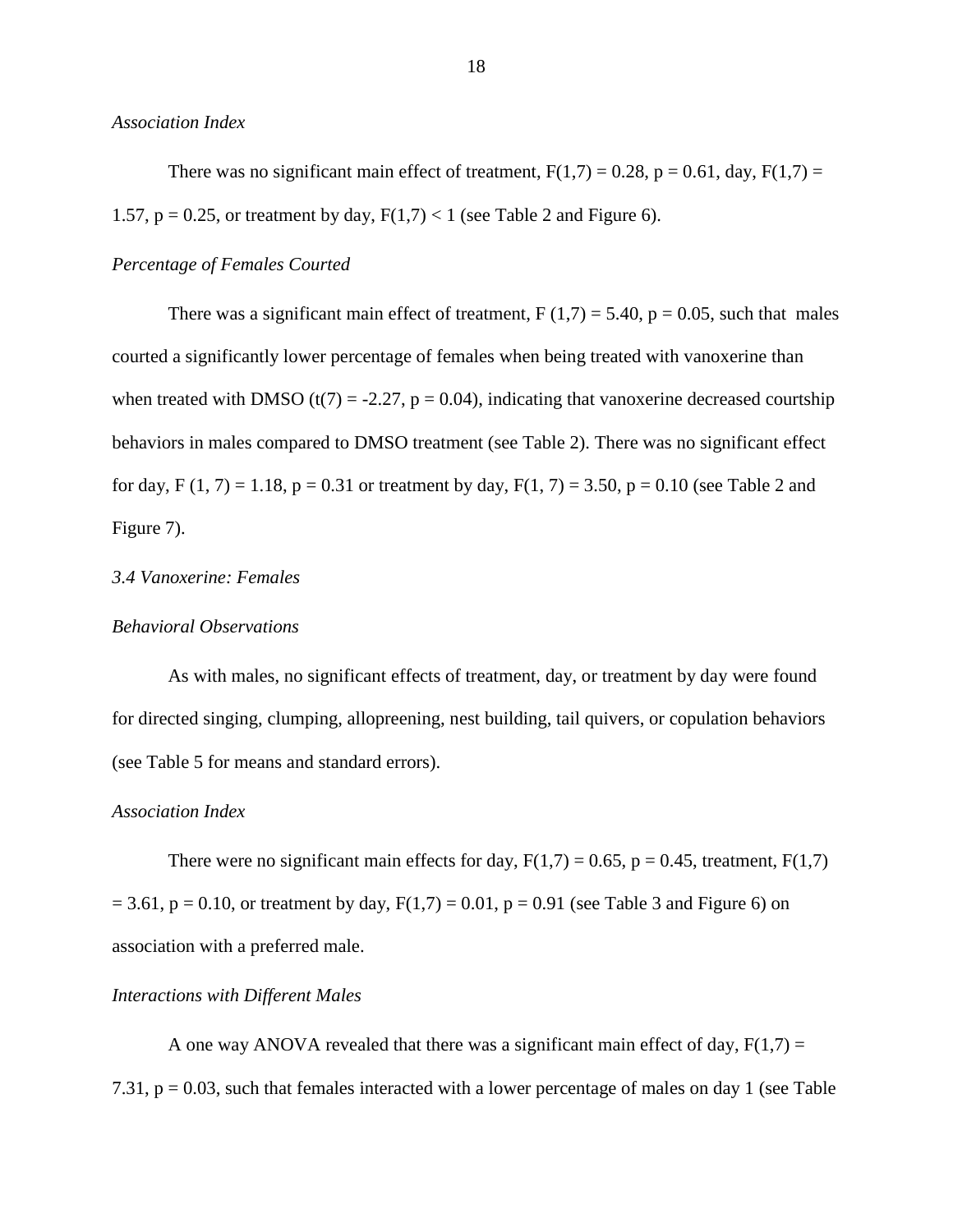*Association Index*

There was no significant main effect of treatment, $F(1,7) = 0.28$, $p = 0.61$, day, $F(1,7) = 1.57$, $p = 0.25$, or treatment by day, $F(1,7) < 1$ (see Table 2 and Figure 6).

*Percentage of Females Courted*

There was a significant main effect of treatment, $F(1,7) = 5.40$, $p = 0.05$, such that males courted a significantly lower percentage of females when being treated with vanoxerine than when treated with DMSO ($t(7) = -2.27$, $p = 0.04$), indicating that vanoxerine decreased courtship behaviors in males compared to DMSO treatment (see Table 2). There was no significant effect for day, $F(1, 7) = 1.18$, $p = 0.31$ or treatment by day, $F(1, 7) = 3.50$, $p = 0.10$ (see Table 2 and Figure 7).

*3.4 Vanoxerine: Females*

*Behavioral Observations*

As with males, no significant effects of treatment, day, or treatment by day were found for directed singing, clumping, allopreening, nest building, tail quivers, or copulation behaviors (see Table 5 for means and standard errors).

*Association Index*

There were no significant main effects for day, $F(1,7) = 0.65$, $p = 0.45$, treatment, $F(1,7) = 3.61$, $p = 0.10$, or treatment by day, $F(1,7) = 0.01$, $p = 0.91$ (see Table 3 and Figure 6) on association with a preferred male.

*Interactions with Different Males*

A one way ANOVA revealed that there was a significant main effect of day, $F(1,7) = 7.31$, $p = 0.03$, such that females interacted with a lower percentage of males on day 1 (see Table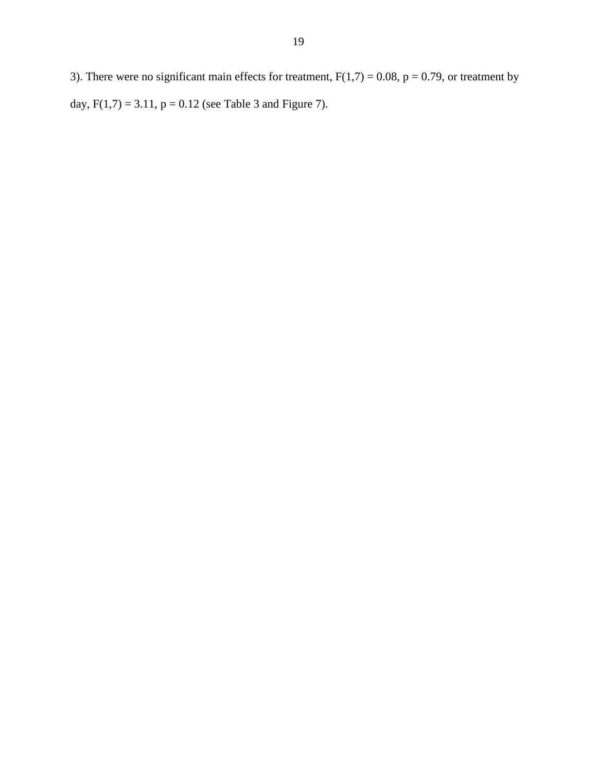3). There were no significant main effects for treatment, $F(1,7) = 0.08$, $p = 0.79$, or treatment by day, $F(1,7) = 3.11$, $p = 0.12$ (see Table 3 and Figure 7).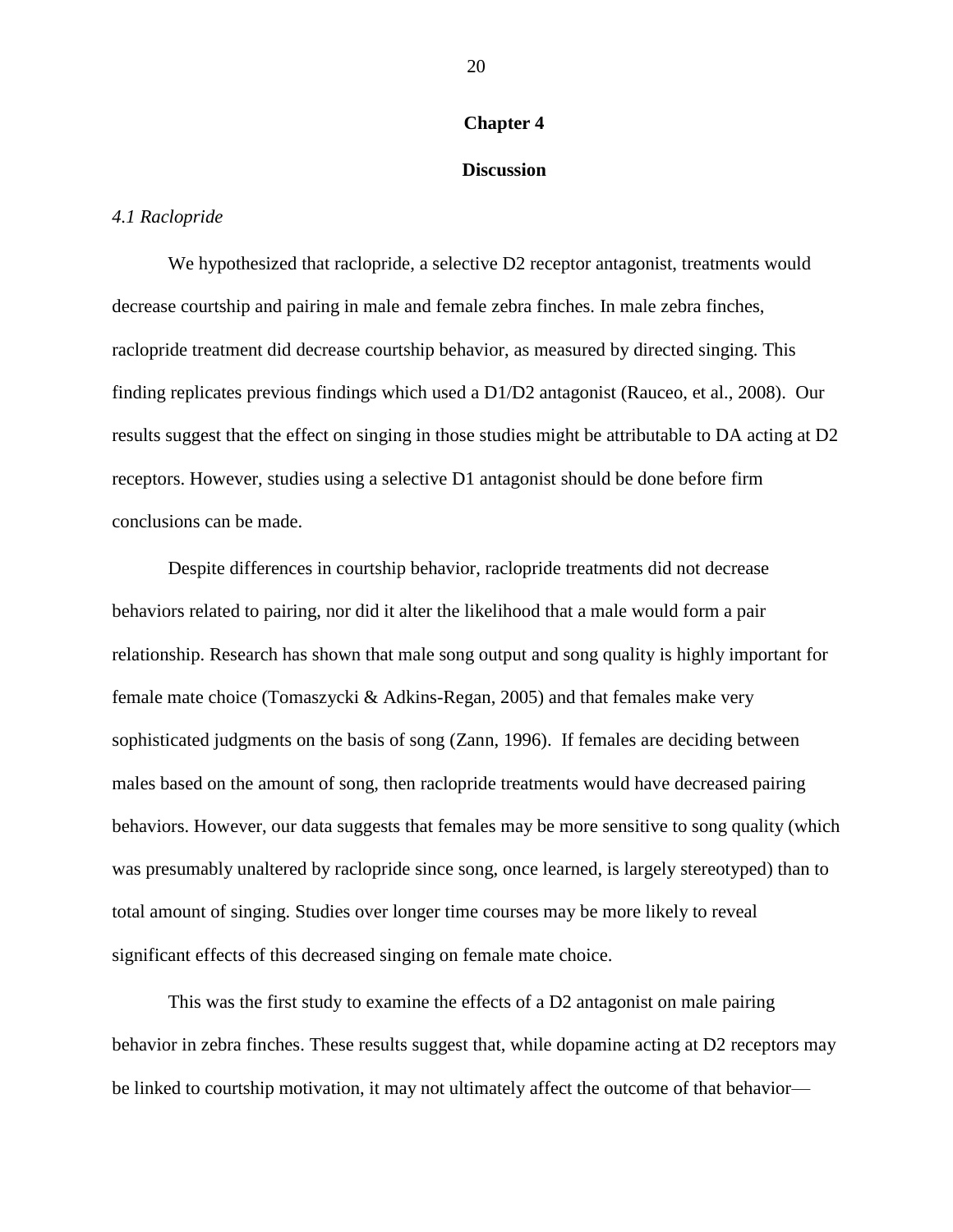# Chapter 4

## Discussion

### *4.1 Raclopride*

We hypothesized that raclopride, a selective D2 receptor antagonist, treatments would decrease courtship and pairing in male and female zebra finches. In male zebra finches, raclopride treatment did decrease courtship behavior, as measured by directed singing. This finding replicates previous findings which used a D1/D2 antagonist (Rauceo, et al., 2008). Our results suggest that the effect on singing in those studies might be attributable to DA acting at D2 receptors. However, studies using a selective D1 antagonist should be done before firm conclusions can be made.

Despite differences in courtship behavior, raclopride treatments did not decrease behaviors related to pairing, nor did it alter the likelihood that a male would form a pair relationship. Research has shown that male song output and song quality is highly important for female mate choice (Tomaszycki & Adkins-Regan, 2005) and that females make very sophisticated judgments on the basis of song (Zann, 1996). If females are deciding between males based on the amount of song, then raclopride treatments would have decreased pairing behaviors. However, our data suggests that females may be more sensitive to song quality (which was presumably unaltered by raclopride since song, once learned, is largely stereotyped) than to total amount of singing. Studies over longer time courses may be more likely to reveal significant effects of this decreased singing on female mate choice.

This was the first study to examine the effects of a D2 antagonist on male pairing behavior in zebra finches. These results suggest that, while dopamine acting at D2 receptors may be linked to courtship motivation, it may not ultimately affect the outcome of that behavior—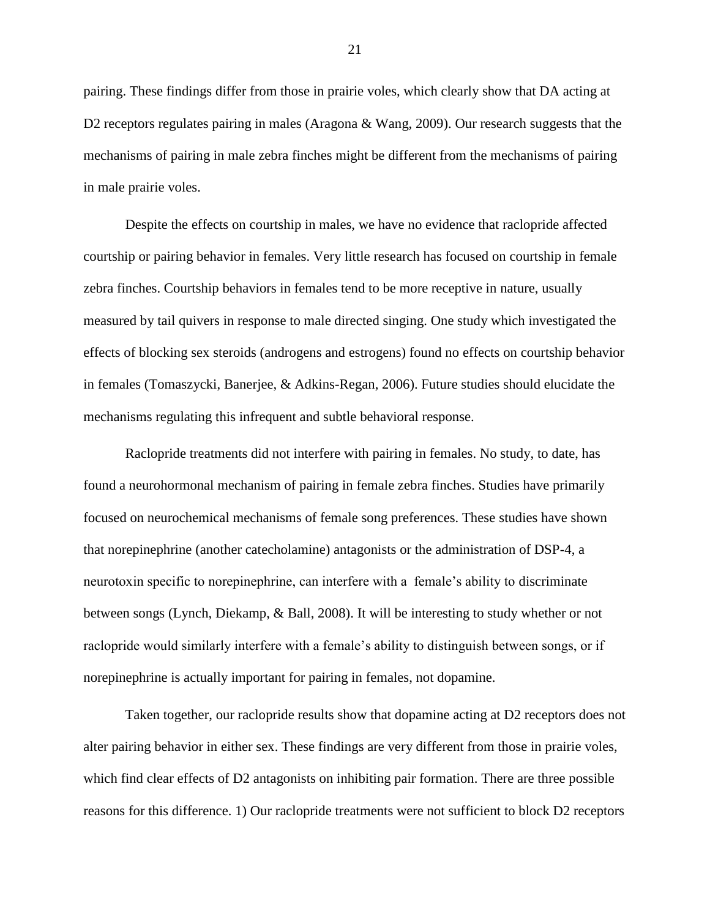pairing. These findings differ from those in prairie voles, which clearly show that DA acting at D2 receptors regulates pairing in males (Aragona & Wang, 2009). Our research suggests that the mechanisms of pairing in male zebra finches might be different from the mechanisms of pairing in male prairie voles.

Despite the effects on courtship in males, we have no evidence that raclopride affected courtship or pairing behavior in females. Very little research has focused on courtship in female zebra finches. Courtship behaviors in females tend to be more receptive in nature, usually measured by tail quivers in response to male directed singing. One study which investigated the effects of blocking sex steroids (androgens and estrogens) found no effects on courtship behavior in females (Tomaszycki, Banerjee, & Adkins-Regan, 2006). Future studies should elucidate the mechanisms regulating this infrequent and subtle behavioral response.

Raclopride treatments did not interfere with pairing in females. No study, to date, has found a neurohormonal mechanism of pairing in female zebra finches. Studies have primarily focused on neurochemical mechanisms of female song preferences. These studies have shown that norepinephrine (another catecholamine) antagonists or the administration of DSP-4, a neurotoxin specific to norepinephrine, can interfere with a female's ability to discriminate between songs (Lynch, Diekamp, & Ball, 2008). It will be interesting to study whether or not raclopride would similarly interfere with a female's ability to distinguish between songs, or if norepinephrine is actually important for pairing in females, not dopamine.

Taken together, our raclopride results show that dopamine acting at D2 receptors does not alter pairing behavior in either sex. These findings are very different from those in prairie voles, which find clear effects of D2 antagonists on inhibiting pair formation. There are three possible reasons for this difference. 1) Our raclopride treatments were not sufficient to block D2 receptors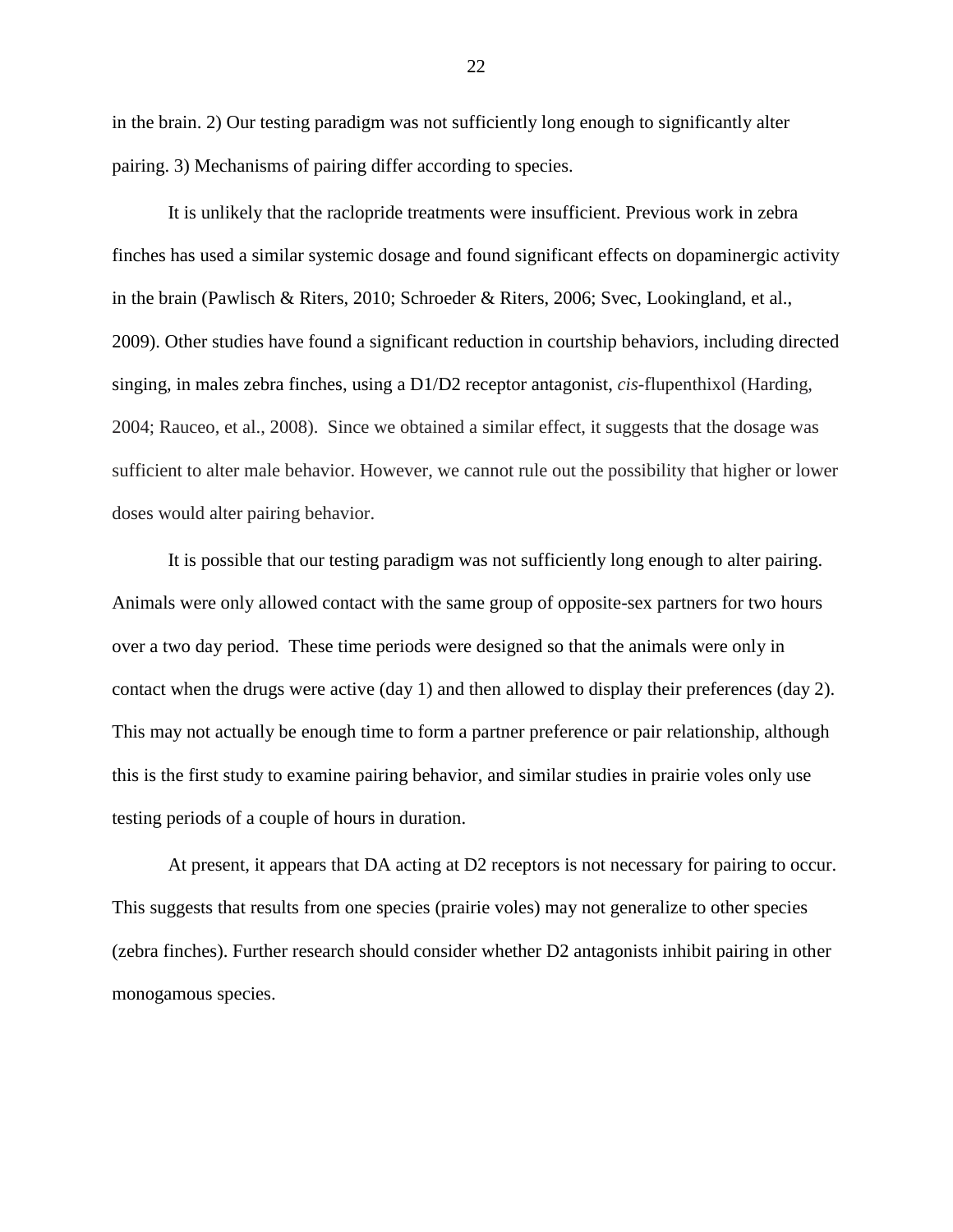in the brain. 2) Our testing paradigm was not sufficiently long enough to significantly alter pairing. 3) Mechanisms of pairing differ according to species.

It is unlikely that the raclopride treatments were insufficient. Previous work in zebra finches has used a similar systemic dosage and found significant effects on dopaminergic activity in the brain (Pawlisch & Riters, 2010; Schroeder & Riters, 2006; Svec, Lookingland, et al., 2009). Other studies have found a significant reduction in courtship behaviors, including directed singing, in males zebra finches, using a D1/D2 receptor antagonist, *cis*-flupenthixol (Harding, 2004; Rauceo, et al., 2008). Since we obtained a similar effect, it suggests that the dosage was sufficient to alter male behavior. However, we cannot rule out the possibility that higher or lower doses would alter pairing behavior.

It is possible that our testing paradigm was not sufficiently long enough to alter pairing. Animals were only allowed contact with the same group of opposite-sex partners for two hours over a two day period. These time periods were designed so that the animals were only in contact when the drugs were active (day 1) and then allowed to display their preferences (day 2). This may not actually be enough time to form a partner preference or pair relationship, although this is the first study to examine pairing behavior, and similar studies in prairie voles only use testing periods of a couple of hours in duration.

At present, it appears that DA acting at D2 receptors is not necessary for pairing to occur. This suggests that results from one species (prairie voles) may not generalize to other species (zebra finches). Further research should consider whether D2 antagonists inhibit pairing in other monogamous species.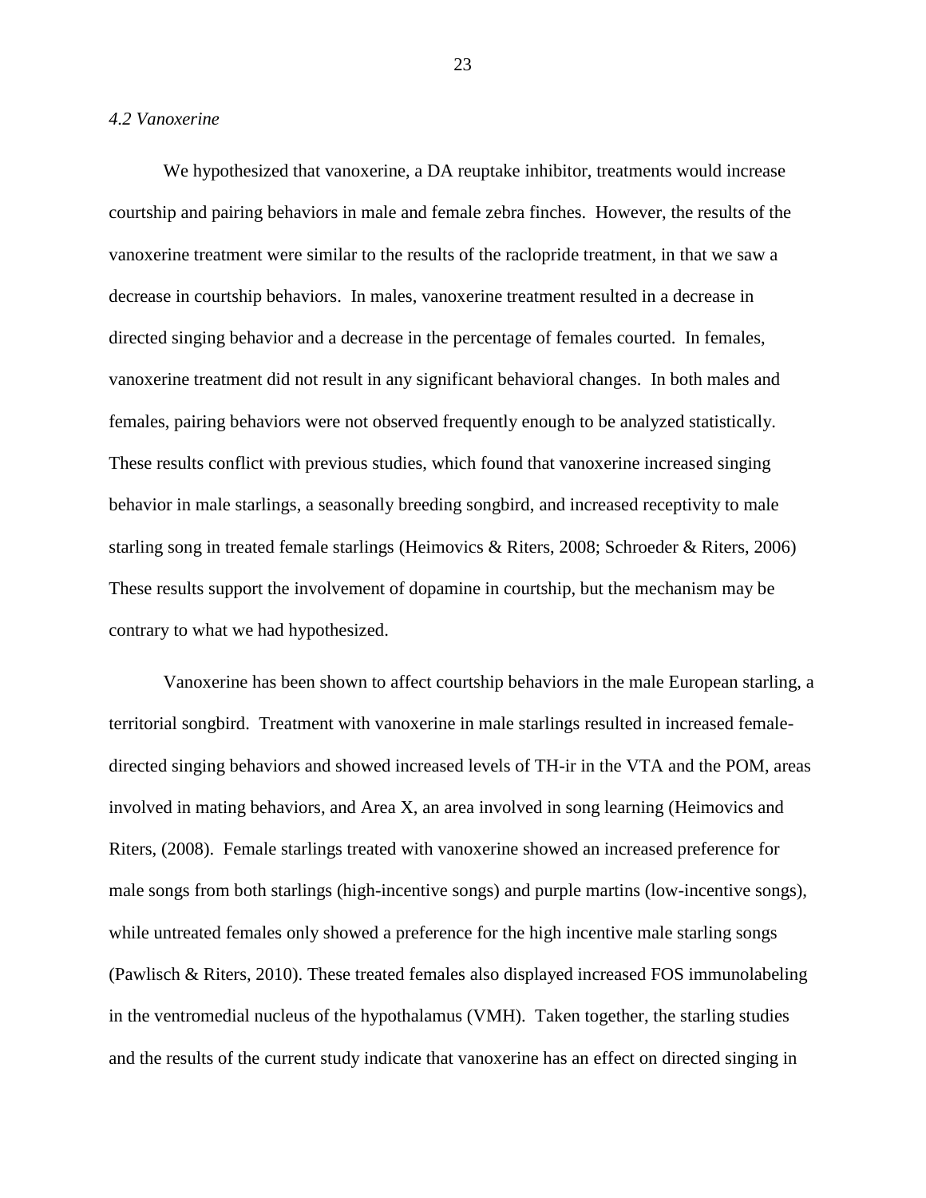*4.2 Vanoxerine*

We hypothesized that vanoxerine, a DA reuptake inhibitor, treatments would increase courtship and pairing behaviors in male and female zebra finches. However, the results of the vanoxerine treatment were similar to the results of the raclopride treatment, in that we saw a decrease in courtship behaviors. In males, vanoxerine treatment resulted in a decrease in directed singing behavior and a decrease in the percentage of females courted. In females, vanoxerine treatment did not result in any significant behavioral changes. In both males and females, pairing behaviors were not observed frequently enough to be analyzed statistically. These results conflict with previous studies, which found that vanoxerine increased singing behavior in male starlings, a seasonally breeding songbird, and increased receptivity to male starling song in treated female starlings (Heimovics & Riters, 2008; Schroeder & Riters, 2006) These results support the involvement of dopamine in courtship, but the mechanism may be contrary to what we had hypothesized.

Vanoxerine has been shown to affect courtship behaviors in the male European starling, a territorial songbird. Treatment with vanoxerine in male starlings resulted in increased female-directed singing behaviors and showed increased levels of TH-ir in the VTA and the POM, areas involved in mating behaviors, and Area X, an area involved in song learning (Heimovics and Riters, (2008). Female starlings treated with vanoxerine showed an increased preference for male songs from both starlings (high-incentive songs) and purple martins (low-incentive songs), while untreated females only showed a preference for the high incentive male starling songs (Pawlisch & Riters, 2010). These treated females also displayed increased FOS immunolabeling in the ventromedial nucleus of the hypothalamus (VMH). Taken together, the starling studies and the results of the current study indicate that vanoxerine has an effect on directed singing in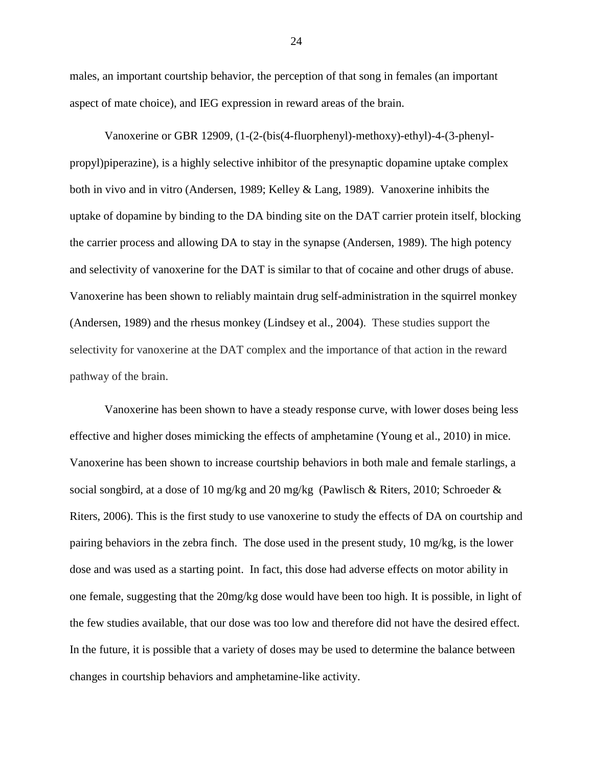males, an important courtship behavior, the perception of that song in females (an important aspect of mate choice), and IEG expression in reward areas of the brain.

Vanoxerine or GBR 12909, (1-(2-(bis(4-fluorphenyl)-methoxy)-ethyl)-4-(3-phenyl-propyl)piperazine), is a highly selective inhibitor of the presynaptic dopamine uptake complex both in vivo and in vitro (Andersen, 1989; Kelley & Lang, 1989). Vanoxerine inhibits the uptake of dopamine by binding to the DA binding site on the DAT carrier protein itself, blocking the carrier process and allowing DA to stay in the synapse (Andersen, 1989). The high potency and selectivity of vanoxerine for the DAT is similar to that of cocaine and other drugs of abuse. Vanoxerine has been shown to reliably maintain drug self-administration in the squirrel monkey (Andersen, 1989) and the rhesus monkey (Lindsey et al., 2004). These studies support the selectivity for vanoxerine at the DAT complex and the importance of that action in the reward pathway of the brain.

Vanoxerine has been shown to have a steady response curve, with lower doses being less effective and higher doses mimicking the effects of amphetamine (Young et al., 2010) in mice. Vanoxerine has been shown to increase courtship behaviors in both male and female starlings, a social songbird, at a dose of 10 mg/kg and 20 mg/kg (Pawlisch & Riters, 2010; Schroeder & Riters, 2006). This is the first study to use vanoxerine to study the effects of DA on courtship and pairing behaviors in the zebra finch. The dose used in the present study, 10 mg/kg, is the lower dose and was used as a starting point. In fact, this dose had adverse effects on motor ability in one female, suggesting that the 20mg/kg dose would have been too high. It is possible, in light of the few studies available, that our dose was too low and therefore did not have the desired effect. In the future, it is possible that a variety of doses may be used to determine the balance between changes in courtship behaviors and amphetamine-like activity.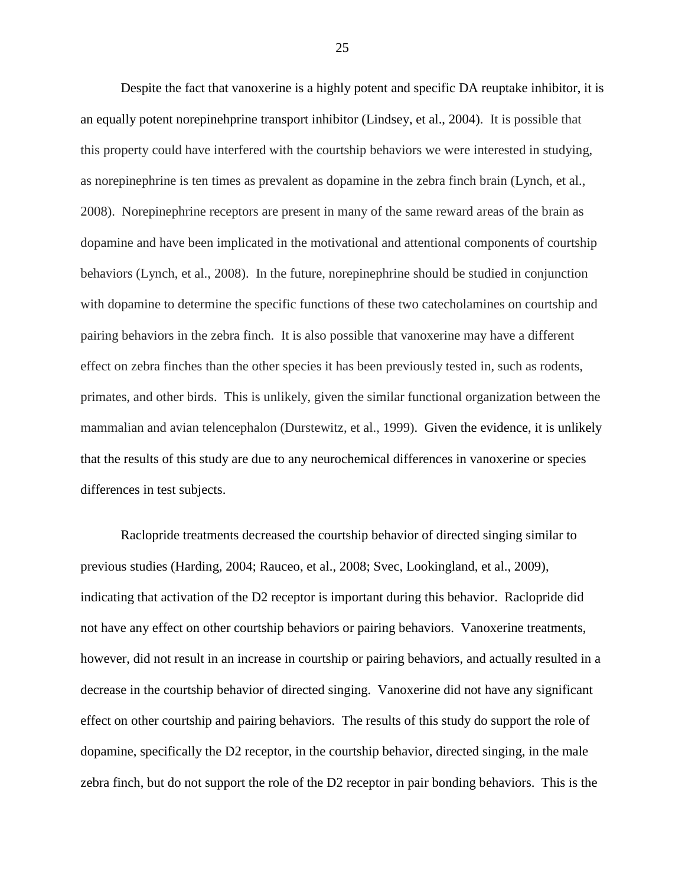Despite the fact that vanoxerine is a highly potent and specific DA reuptake inhibitor, it is an equally potent norepinehprine transport inhibitor (Lindsey, et al., 2004). It is possible that this property could have interfered with the courtship behaviors we were interested in studying, as norepinephrine is ten times as prevalent as dopamine in the zebra finch brain (Lynch, et al., 2008). Norepinephrine receptors are present in many of the same reward areas of the brain as dopamine and have been implicated in the motivational and attentional components of courtship behaviors (Lynch, et al., 2008). In the future, norepinephrine should be studied in conjunction with dopamine to determine the specific functions of these two catecholamines on courtship and pairing behaviors in the zebra finch. It is also possible that vanoxerine may have a different effect on zebra finches than the other species it has been previously tested in, such as rodents, primates, and other birds. This is unlikely, given the similar functional organization between the mammalian and avian telencephalon (Durstewitz, et al., 1999). Given the evidence, it is unlikely that the results of this study are due to any neurochemical differences in vanoxerine or species differences in test subjects.

Raclopride treatments decreased the courtship behavior of directed singing similar to previous studies (Harding, 2004; Rauceo, et al., 2008; Svec, Lookingland, et al., 2009), indicating that activation of the D2 receptor is important during this behavior. Raclopride did not have any effect on other courtship behaviors or pairing behaviors. Vanoxerine treatments, however, did not result in an increase in courtship or pairing behaviors, and actually resulted in a decrease in the courtship behavior of directed singing. Vanoxerine did not have any significant effect on other courtship and pairing behaviors. The results of this study do support the role of dopamine, specifically the D2 receptor, in the courtship behavior, directed singing, in the male zebra finch, but do not support the role of the D2 receptor in pair bonding behaviors. This is the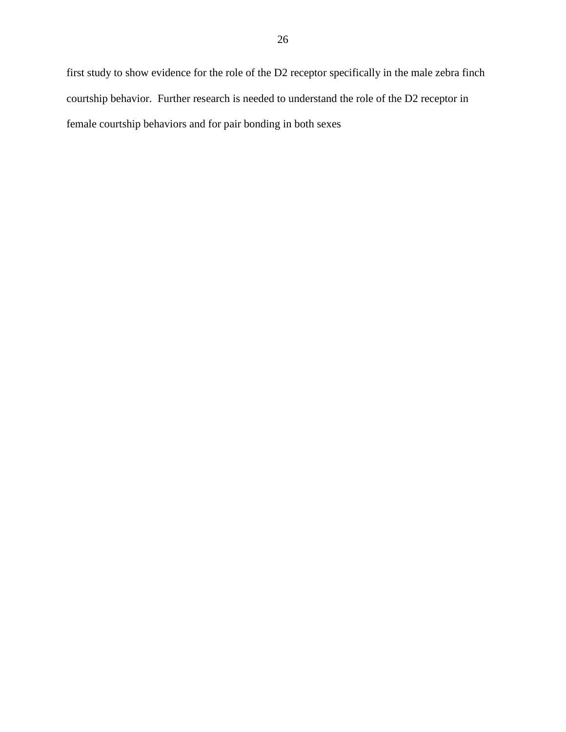first study to show evidence for the role of the D2 receptor specifically in the male zebra finch courtship behavior. Further research is needed to understand the role of the D2 receptor in female courtship behaviors and for pair bonding in both sexes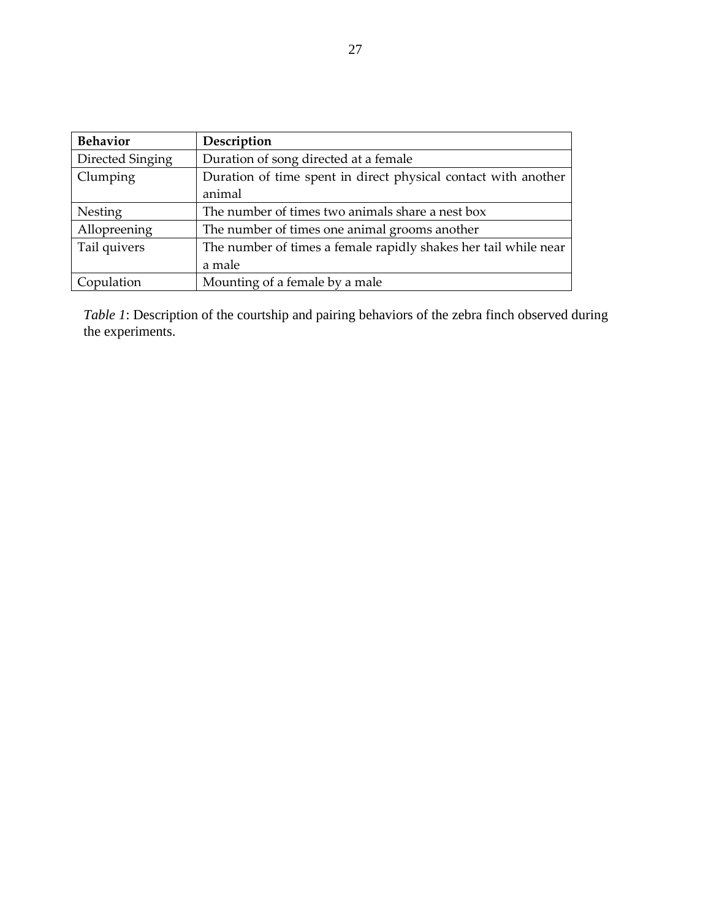| Behavior | Description |
| --- | --- |
| Directed Singing | Duration of song directed at a female |
| Clumping | Duration of time spent in direct physical contact with another animal |
| Nesting | The number of times two animals share a nest box |
| Allopreening | The number of times one animal grooms another |
| Tail quivers | The number of times a female rapidly shakes her tail while near a male |
| Copulation | Mounting of a female by a male |

*Table 1*: Description of the courtship and pairing behaviors of the zebra finch observed during the experiments.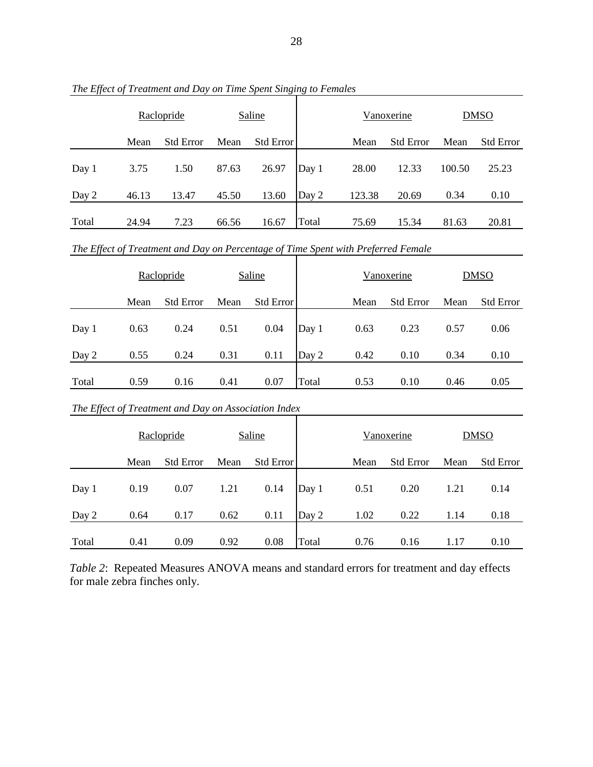*The Effect of Treatment and Day on Time Spent Singing to Females*

| | Raclopride | | Saline | | | Vanoxerine | | DMSO | |
|---|---|---|---|---|---|---|---|---|---|
| | Mean | Std Error | Mean | Std Error | | Mean | Std Error | Mean | Std Error |
| Day 1 | 3.75 | 1.50 | 87.63 | 26.97 | Day 1 | 28.00 | 12.33 | 100.50 | 25.23 |
| Day 2 | 46.13 | 13.47 | 45.50 | 13.60 | Day 2 | 123.38 | 20.69 | 0.34 | 0.10 |
| Total | 24.94 | 7.23 | 66.56 | 16.67 | Total | 75.69 | 15.34 | 81.63 | 20.81 |

*The Effect of Treatment and Day on Percentage of Time Spent with Preferred Female*

| | Raclopride | | Saline | | | Vanoxerine | | DMSO | |
|---|---|---|---|---|---|---|---|---|---|
| | Mean | Std Error | Mean | Std Error | | Mean | Std Error | Mean | Std Error |
| Day 1 | 0.63 | 0.24 | 0.51 | 0.04 | Day 1 | 0.63 | 0.23 | 0.57 | 0.06 |
| Day 2 | 0.55 | 0.24 | 0.31 | 0.11 | Day 2 | 0.42 | 0.10 | 0.34 | 0.10 |
| Total | 0.59 | 0.16 | 0.41 | 0.07 | Total | 0.53 | 0.10 | 0.46 | 0.05 |

*The Effect of Treatment and Day on Association Index*

| | Raclopride | | Saline | | | Vanoxerine | | DMSO | |
|---|---|---|---|---|---|---|---|---|---|
| | Mean | Std Error | Mean | Std Error | | Mean | Std Error | Mean | Std Error |
| Day 1 | 0.19 | 0.07 | 1.21 | 0.14 | Day 1 | 0.51 | 0.20 | 1.21 | 0.14 |
| Day 2 | 0.64 | 0.17 | 0.62 | 0.11 | Day 2 | 1.02 | 0.22 | 1.14 | 0.18 |
| Total | 0.41 | 0.09 | 0.92 | 0.08 | Total | 0.76 | 0.16 | 1.17 | 0.10 |

*Table 2*: Repeated Measures ANOVA means and standard errors for treatment and day effects for male zebra finches only.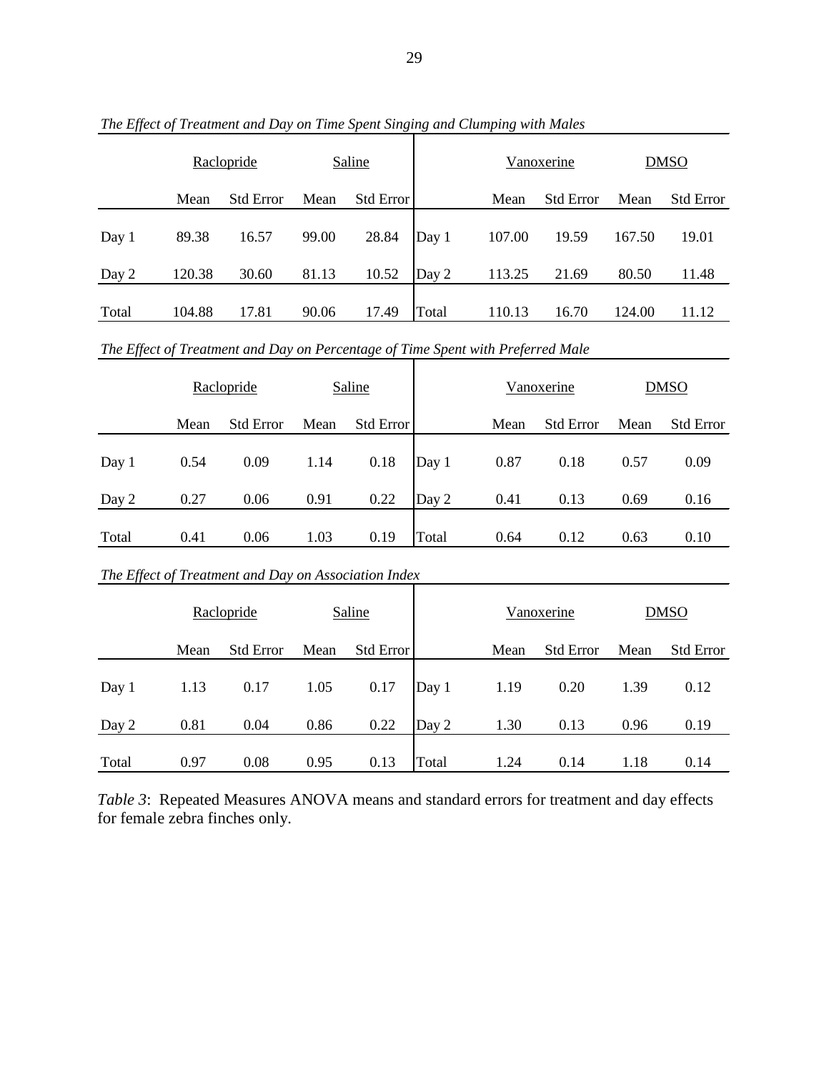*The Effect of Treatment and Day on Time Spent Singing and Clumping with Males*

| | Raclopride | | Saline | | | Vanoxerine | | DMSO | |
|---|---|---|---|---|---|---|---|---|---|
| | Mean | Std Error | Mean | Std Error | | Mean | Std Error | Mean | Std Error |
| Day 1 | 89.38 | 16.57 | 99.00 | 28.84 | Day 1 | 107.00 | 19.59 | 167.50 | 19.01 |
| Day 2 | 120.38 | 30.60 | 81.13 | 10.52 | Day 2 | 113.25 | 21.69 | 80.50 | 11.48 |
| Total | 104.88 | 17.81 | 90.06 | 17.49 | Total | 110.13 | 16.70 | 124.00 | 11.12 |

*The Effect of Treatment and Day on Percentage of Time Spent with Preferred Male*

| | Raclopride | | Saline | | | Vanoxerine | | DMSO | |
|---|---|---|---|---|---|---|---|---|---|
| | Mean | Std Error | Mean | Std Error | | Mean | Std Error | Mean | Std Error |
| Day 1 | 0.54 | 0.09 | 1.14 | 0.18 | Day 1 | 0.87 | 0.18 | 0.57 | 0.09 |
| Day 2 | 0.27 | 0.06 | 0.91 | 0.22 | Day 2 | 0.41 | 0.13 | 0.69 | 0.16 |
| Total | 0.41 | 0.06 | 1.03 | 0.19 | Total | 0.64 | 0.12 | 0.63 | 0.10 |

*The Effect of Treatment and Day on Association Index*

| | Raclopride | | Saline | | | Vanoxerine | | DMSO | |
|---|---|---|---|---|---|---|---|---|---|
| | Mean | Std Error | Mean | Std Error | | Mean | Std Error | Mean | Std Error |
| Day 1 | 1.13 | 0.17 | 1.05 | 0.17 | Day 1 | 1.19 | 0.20 | 1.39 | 0.12 |
| Day 2 | 0.81 | 0.04 | 0.86 | 0.22 | Day 2 | 1.30 | 0.13 | 0.96 | 0.19 |
| Total | 0.97 | 0.08 | 0.95 | 0.13 | Total | 1.24 | 0.14 | 1.18 | 0.14 |

*Table 3*: Repeated Measures ANOVA means and standard errors for treatment and day effects for female zebra finches only.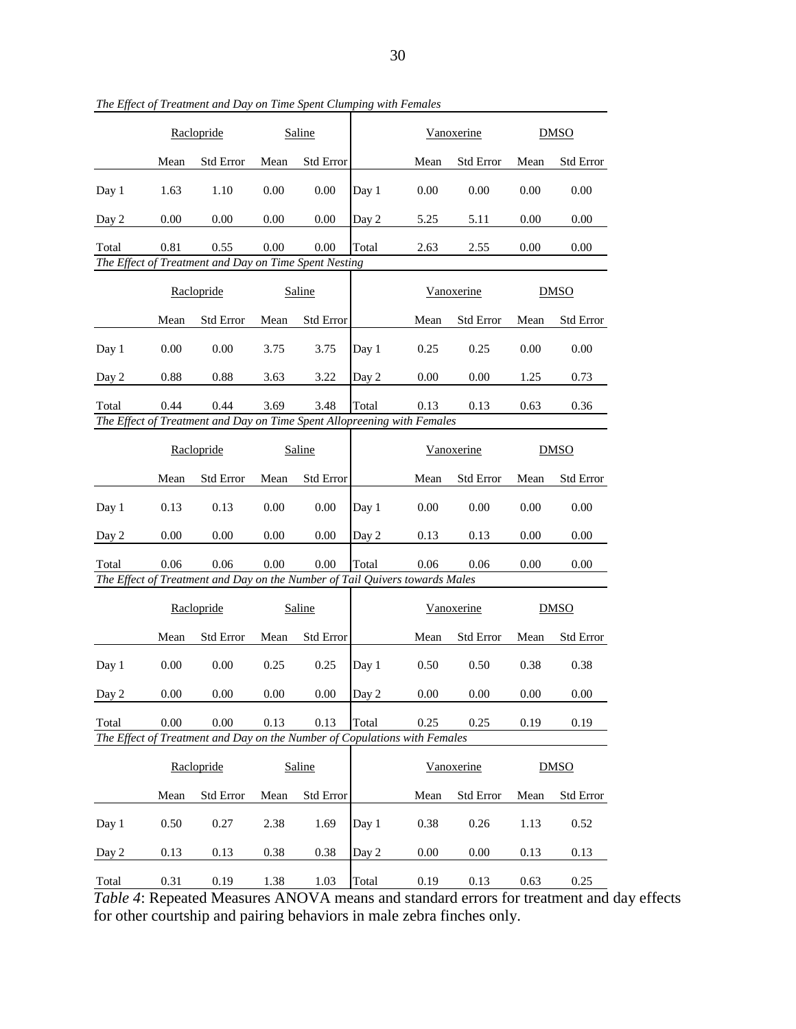*The Effect of Treatment and Day on Time Spent Clumping with Females*

| | Raclopride | | Saline | | | Vanoxerine | | DMSO | |
|---|---|---|---|---|---|---|---|---|---|
| | Mean | Std Error | Mean | Std Error | | Mean | Std Error | Mean | Std Error |
| Day 1 | 1.63 | 1.10 | 0.00 | 0.00 | Day 1 | 0.00 | 0.00 | 0.00 | 0.00 |
| Day 2 | 0.00 | 0.00 | 0.00 | 0.00 | Day 2 | 5.25 | 5.11 | 0.00 | 0.00 |
| Total | 0.81 | 0.55 | 0.00 | 0.00 | Total | 2.63 | 2.55 | 0.00 | 0.00 |

*The Effect of Treatment and Day on Time Spent Nesting*

| | Raclopride | | Saline | | | Vanoxerine | | DMSO | |
|---|---|---|---|---|---|---|---|---|---|
| | Mean | Std Error | Mean | Std Error | | Mean | Std Error | Mean | Std Error |
| Day 1 | 0.00 | 0.00 | 3.75 | 3.75 | Day 1 | 0.25 | 0.25 | 0.00 | 0.00 |
| Day 2 | 0.88 | 0.88 | 3.63 | 3.22 | Day 2 | 0.00 | 0.00 | 1.25 | 0.73 |
| Total | 0.44 | 0.44 | 3.69 | 3.48 | Total | 0.13 | 0.13 | 0.63 | 0.36 |

*The Effect of Treatment and Day on Time Spent Allopreening with Females*

| | Raclopride | | Saline | | | Vanoxerine | | DMSO | |
|---|---|---|---|---|---|---|---|---|---|
| | Mean | Std Error | Mean | Std Error | | Mean | Std Error | Mean | Std Error |
| Day 1 | 0.13 | 0.13 | 0.00 | 0.00 | Day 1 | 0.00 | 0.00 | 0.00 | 0.00 |
| Day 2 | 0.00 | 0.00 | 0.00 | 0.00 | Day 2 | 0.13 | 0.13 | 0.00 | 0.00 |
| Total | 0.06 | 0.06 | 0.00 | 0.00 | Total | 0.06 | 0.06 | 0.00 | 0.00 |

*The Effect of Treatment and Day on the Number of Tail Quivers towards Males*

| | Raclopride | | Saline | | | Vanoxerine | | DMSO | |
|---|---|---|---|---|---|---|---|---|---|
| | Mean | Std Error | Mean | Std Error | | Mean | Std Error | Mean | Std Error |
| Day 1 | 0.00 | 0.00 | 0.25 | 0.25 | Day 1 | 0.50 | 0.50 | 0.38 | 0.38 |
| Day 2 | 0.00 | 0.00 | 0.00 | 0.00 | Day 2 | 0.00 | 0.00 | 0.00 | 0.00 |
| Total | 0.00 | 0.00 | 0.13 | 0.13 | Total | 0.25 | 0.25 | 0.19 | 0.19 |

*The Effect of Treatment and Day on the Number of Copulations with Females*

| | Raclopride | | Saline | | | Vanoxerine | | DMSO | |
|---|---|---|---|---|---|---|---|---|---|
| | Mean | Std Error | Mean | Std Error | | Mean | Std Error | Mean | Std Error |
| Day 1 | 0.50 | 0.27 | 2.38 | 1.69 | Day 1 | 0.38 | 0.26 | 1.13 | 0.52 |
| Day 2 | 0.13 | 0.13 | 0.38 | 0.38 | Day 2 | 0.00 | 0.00 | 0.13 | 0.13 |
| Total | 0.31 | 0.19 | 1.38 | 1.03 | Total | 0.19 | 0.13 | 0.63 | 0.25 |

*Table 4*: Repeated Measures ANOVA means and standard errors for treatment and day effects for other courtship and pairing behaviors in male zebra finches only.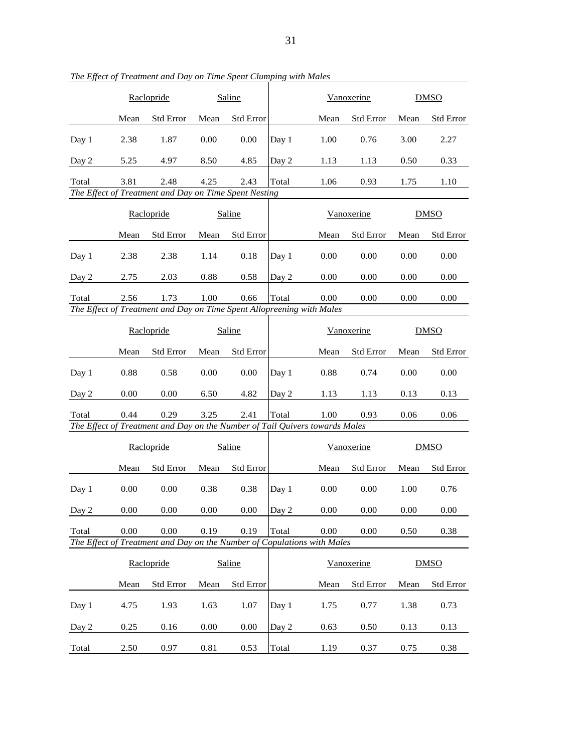*The Effect of Treatment and Day on Time Spent Clumping with Males*

| | Raclopride | | Saline | | | Vanoxerine | | DMSO | |
|---|---|---|---|---|---|---|---|---|---|
| | Mean | Std Error | Mean | Std Error | | Mean | Std Error | Mean | Std Error |
| Day 1 | 2.38 | 1.87 | 0.00 | 0.00 | Day 1 | 1.00 | 0.76 | 3.00 | 2.27 |
| Day 2 | 5.25 | 4.97 | 8.50 | 4.85 | Day 2 | 1.13 | 1.13 | 0.50 | 0.33 |
| Total | 3.81 | 2.48 | 4.25 | 2.43 | Total | 1.06 | 0.93 | 1.75 | 1.10 |

*The Effect of Treatment and Day on Time Spent Nesting*

| | Raclopride | | Saline | | | Vanoxerine | | DMSO | |
|---|---|---|---|---|---|---|---|---|---|
| | Mean | Std Error | Mean | Std Error | | Mean | Std Error | Mean | Std Error |
| Day 1 | 2.38 | 2.38 | 1.14 | 0.18 | Day 1 | 0.00 | 0.00 | 0.00 | 0.00 |
| Day 2 | 2.75 | 2.03 | 0.88 | 0.58 | Day 2 | 0.00 | 0.00 | 0.00 | 0.00 |
| Total | 2.56 | 1.73 | 1.00 | 0.66 | Total | 0.00 | 0.00 | 0.00 | 0.00 |

*The Effect of Treatment and Day on Time Spent Allopreening with Males*

| | Raclopride | | Saline | | | Vanoxerine | | DMSO | |
|---|---|---|---|---|---|---|---|---|---|
| | Mean | Std Error | Mean | Std Error | | Mean | Std Error | Mean | Std Error |
| Day 1 | 0.88 | 0.58 | 0.00 | 0.00 | Day 1 | 0.88 | 0.74 | 0.00 | 0.00 |
| Day 2 | 0.00 | 0.00 | 6.50 | 4.82 | Day 2 | 1.13 | 1.13 | 0.13 | 0.13 |
| Total | 0.44 | 0.29 | 3.25 | 2.41 | Total | 1.00 | 0.93 | 0.06 | 0.06 |

*The Effect of Treatment and Day on the Number of Tail Quivers towards Males*

| | Raclopride | | Saline | | | Vanoxerine | | DMSO | |
|---|---|---|---|---|---|---|---|---|---|
| | Mean | Std Error | Mean | Std Error | | Mean | Std Error | Mean | Std Error |
| Day 1 | 0.00 | 0.00 | 0.38 | 0.38 | Day 1 | 0.00 | 0.00 | 1.00 | 0.76 |
| Day 2 | 0.00 | 0.00 | 0.00 | 0.00 | Day 2 | 0.00 | 0.00 | 0.00 | 0.00 |
| Total | 0.00 | 0.00 | 0.19 | 0.19 | Total | 0.00 | 0.00 | 0.50 | 0.38 |

*The Effect of Treatment and Day on the Number of Copulations with Males*

| | Raclopride | | Saline | | | Vanoxerine | | DMSO | |
|---|---|---|---|---|---|---|---|---|---|
| | Mean | Std Error | Mean | Std Error | | Mean | Std Error | Mean | Std Error |
| Day 1 | 4.75 | 1.93 | 1.63 | 1.07 | Day 1 | 1.75 | 0.77 | 1.38 | 0.73 |
| Day 2 | 0.25 | 0.16 | 0.00 | 0.00 | Day 2 | 0.63 | 0.50 | 0.13 | 0.13 |
| Total | 2.50 | 0.97 | 0.81 | 0.53 | Total | 1.19 | 0.37 | 0.75 | 0.38 |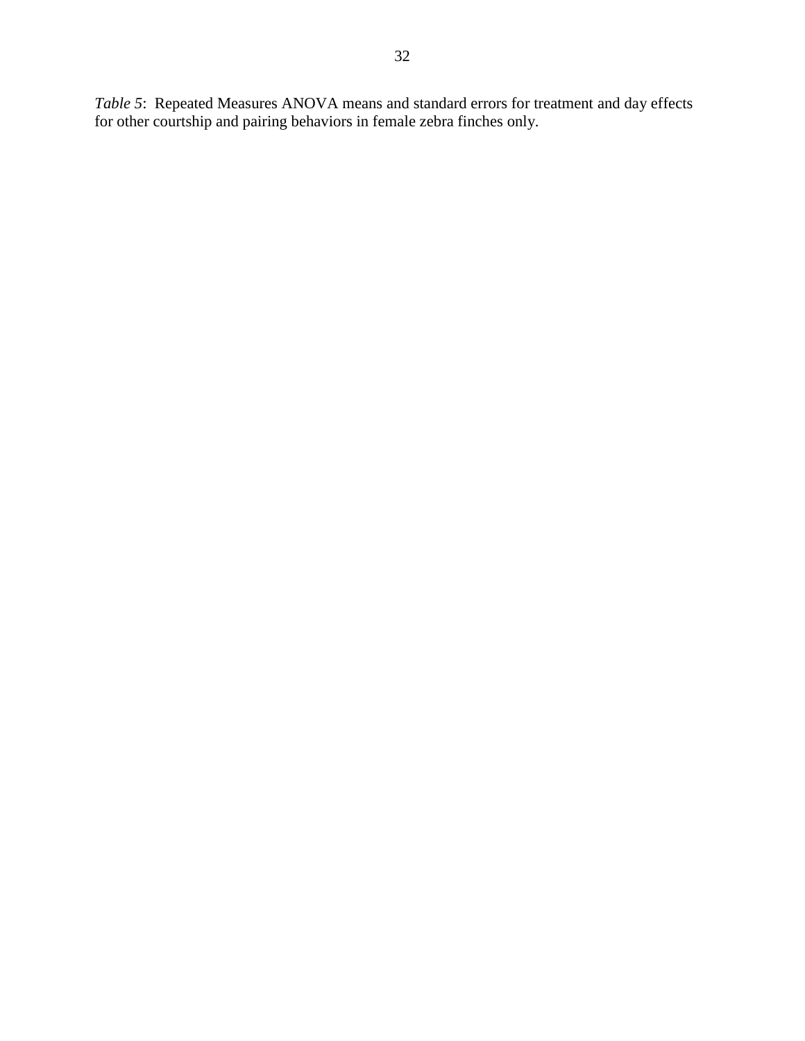*Table 5*: Repeated Measures ANOVA means and standard errors for treatment and day effects for other courtship and pairing behaviors in female zebra finches only.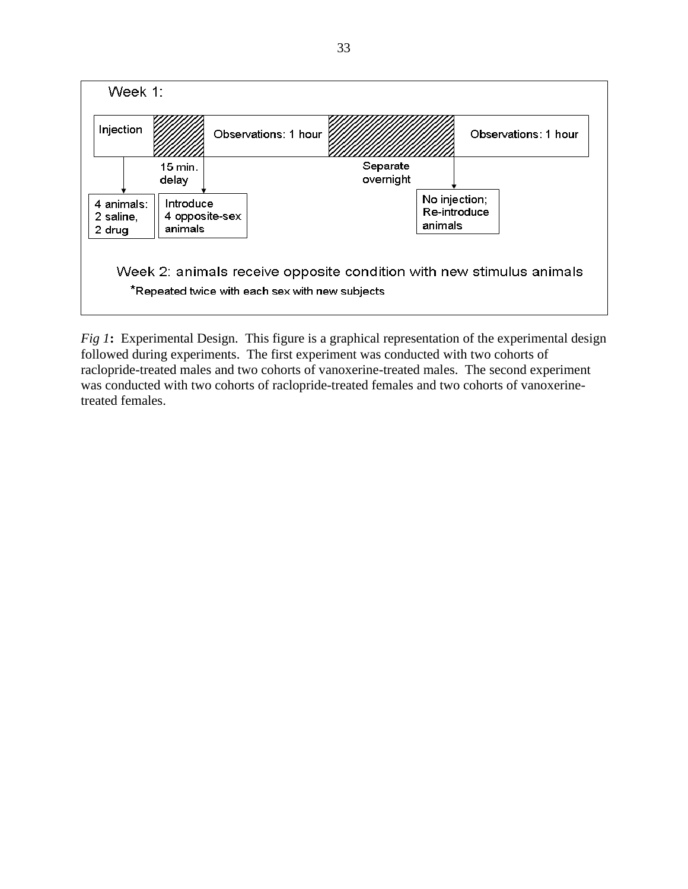Week 1:

Injection | 15 min. delay | Observations: 1 hour | Separate overnight | Observations: 1 hour

4 animals: 2 saline, 2 drug

Introduce 4 opposite-sex animals

No injection; Re-introduce animals

Week 2: animals receive opposite condition with new stimulus animals

*Repeated twice with each sex with new subjects

*Fig 1***:** Experimental Design. This figure is a graphical representation of the experimental design followed during experiments. The first experiment was conducted with two cohorts of raclopride-treated males and two cohorts of vanoxerine-treated males. The second experiment was conducted with two cohorts of raclopride-treated females and two cohorts of vanoxerine-treated females.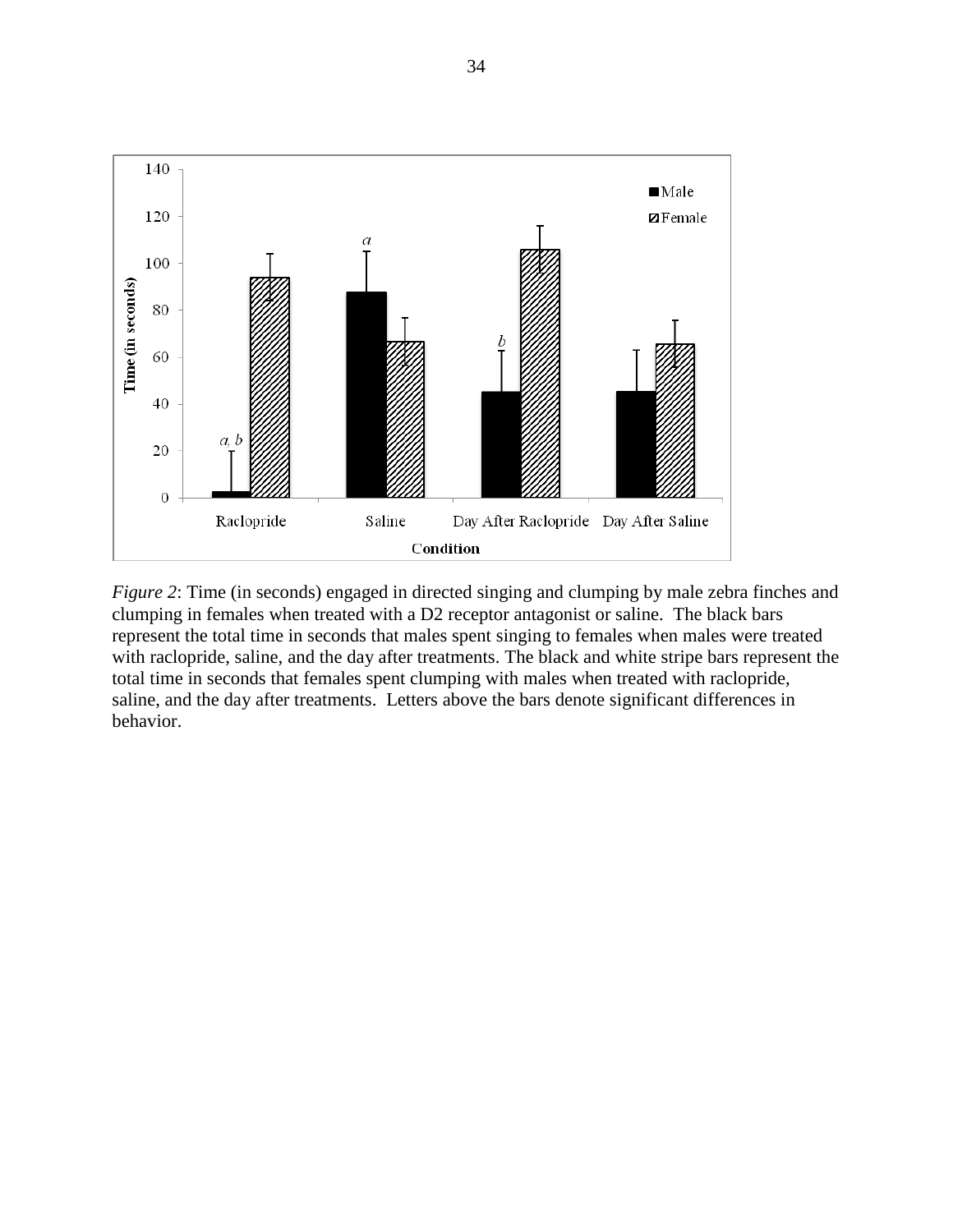*Figure 2*: Time (in seconds) engaged in directed singing and clumping by male zebra finches and clumping in females when treated with a D2 receptor antagonist or saline. The black bars represent the total time in seconds that males spent singing to females when males were treated with raclopride, saline, and the day after treatments. The black and white stripe bars represent the total time in seconds that females spent clumping with males when treated with raclopride, saline, and the day after treatments. Letters above the bars denote significant differences in behavior.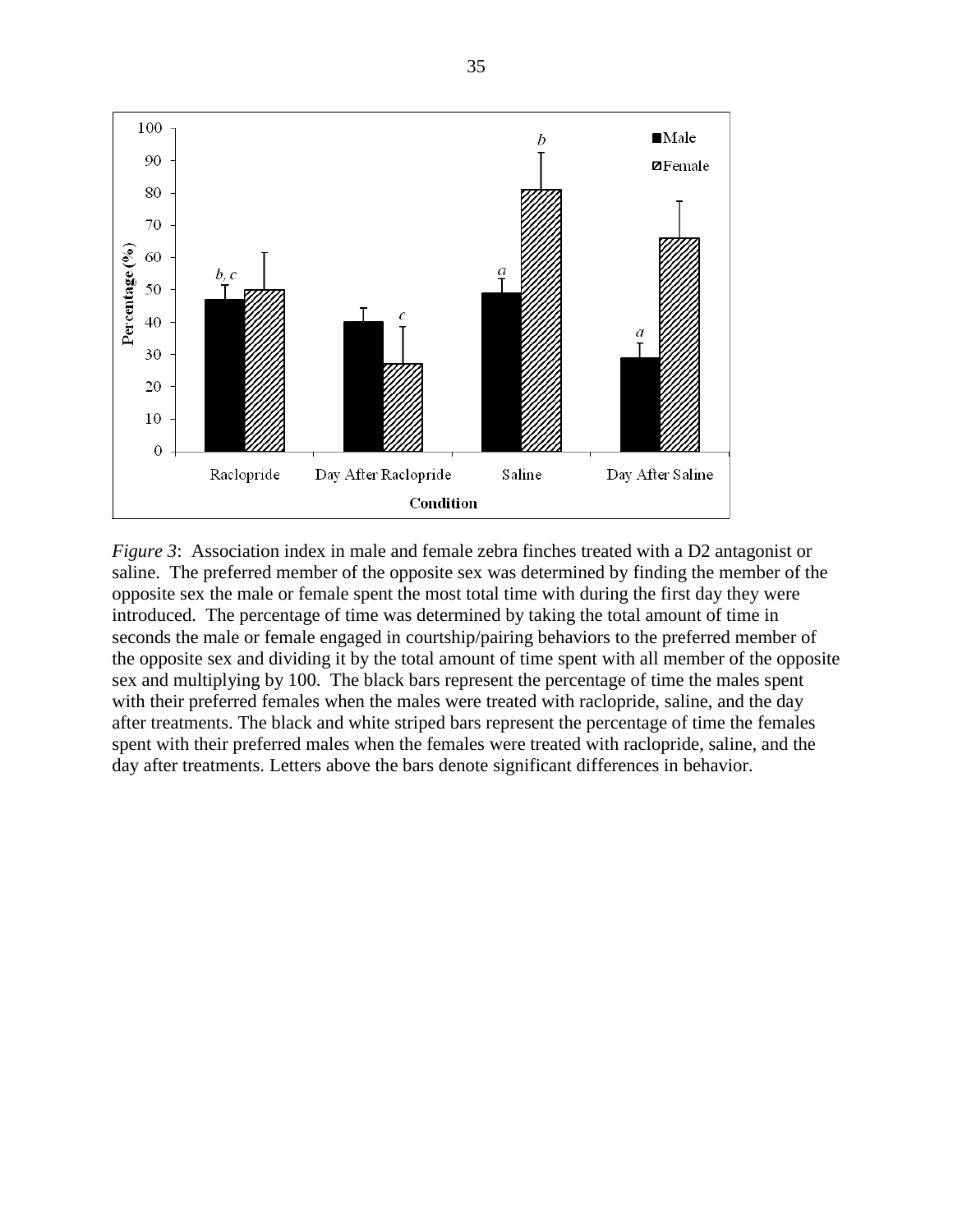*Figure 3*: Association index in male and female zebra finches treated with a D2 antagonist or saline. The preferred member of the opposite sex was determined by finding the member of the opposite sex the male or female spent the most total time with during the first day they were introduced. The percentage of time was determined by taking the total amount of time in seconds the male or female engaged in courtship/pairing behaviors to the preferred member of the opposite sex and dividing it by the total amount of time spent with all member of the opposite sex and multiplying by 100. The black bars represent the percentage of time the males spent with their preferred females when the males were treated with raclopride, saline, and the day after treatments. The black and white striped bars represent the percentage of time the females spent with their preferred males when the females were treated with raclopride, saline, and the day after treatments. Letters above the bars denote significant differences in behavior.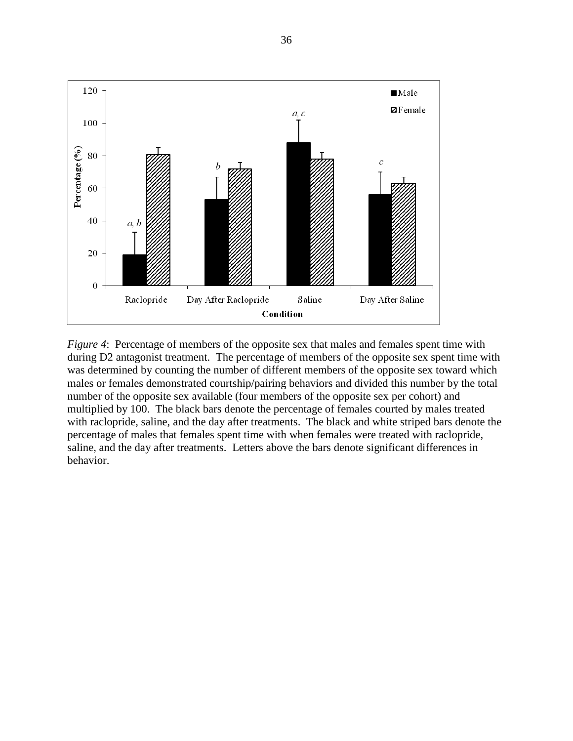*Figure 4*: Percentage of members of the opposite sex that males and females spent time with during D2 antagonist treatment. The percentage of members of the opposite sex spent time with was determined by counting the number of different members of the opposite sex toward which males or females demonstrated courtship/pairing behaviors and divided this number by the total number of the opposite sex available (four members of the opposite sex per cohort) and multiplied by 100. The black bars denote the percentage of females courted by males treated with raclopride, saline, and the day after treatments. The black and white striped bars denote the percentage of males that females spent time with when females were treated with raclopride, saline, and the day after treatments. Letters above the bars denote significant differences in behavior.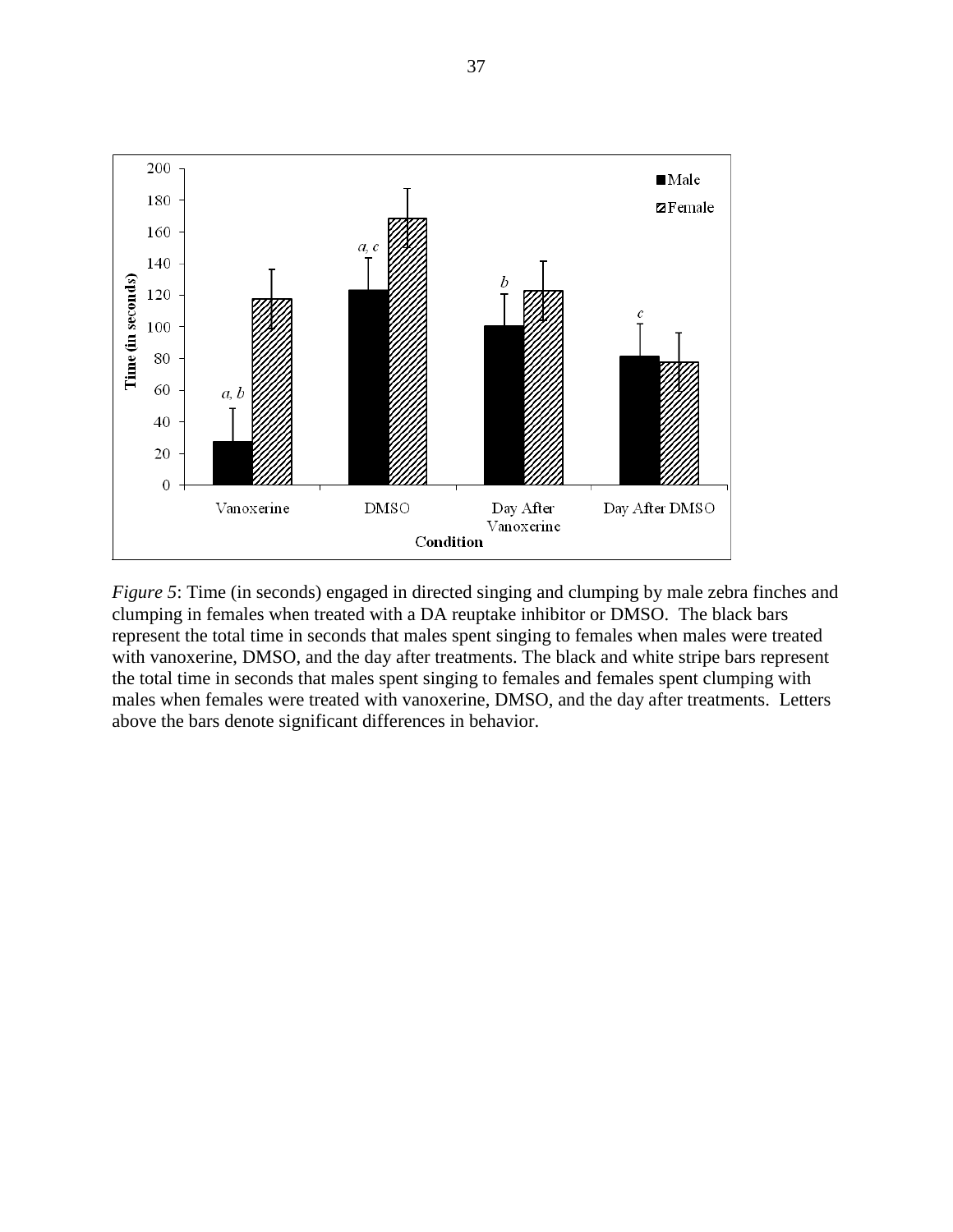*Figure 5*: Time (in seconds) engaged in directed singing and clumping by male zebra finches and clumping in females when treated with a DA reuptake inhibitor or DMSO. The black bars represent the total time in seconds that males spent singing to females when males were treated with vanoxerine, DMSO, and the day after treatments. The black and white stripe bars represent the total time in seconds that males spent singing to females and females spent clumping with males when females were treated with vanoxerine, DMSO, and the day after treatments. Letters above the bars denote significant differences in behavior.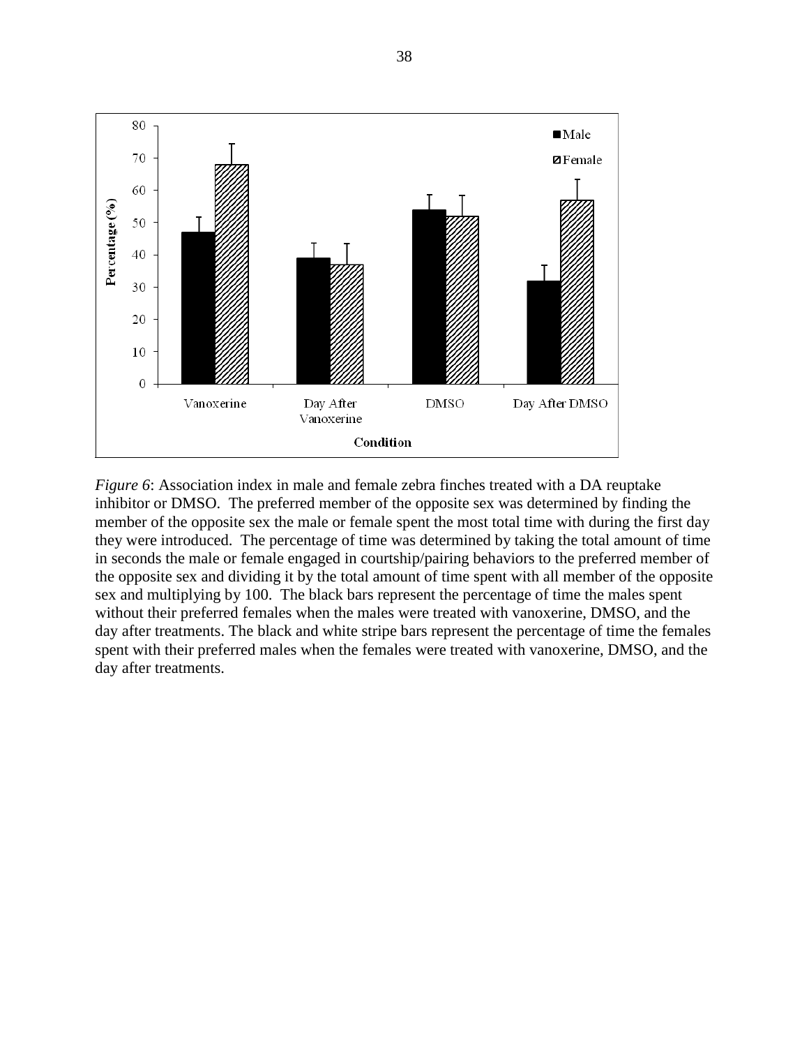*Figure 6*: Association index in male and female zebra finches treated with a DA reuptake inhibitor or DMSO. The preferred member of the opposite sex was determined by finding the member of the opposite sex the male or female spent the most total time with during the first day they were introduced. The percentage of time was determined by taking the total amount of time in seconds the male or female engaged in courtship/pairing behaviors to the preferred member of the opposite sex and dividing it by the total amount of time spent with all member of the opposite sex and multiplying by 100. The black bars represent the percentage of time the males spent without their preferred females when the males were treated with vanoxerine, DMSO, and the day after treatments. The black and white stripe bars represent the percentage of time the females spent with their preferred males when the females were treated with vanoxerine, DMSO, and the day after treatments.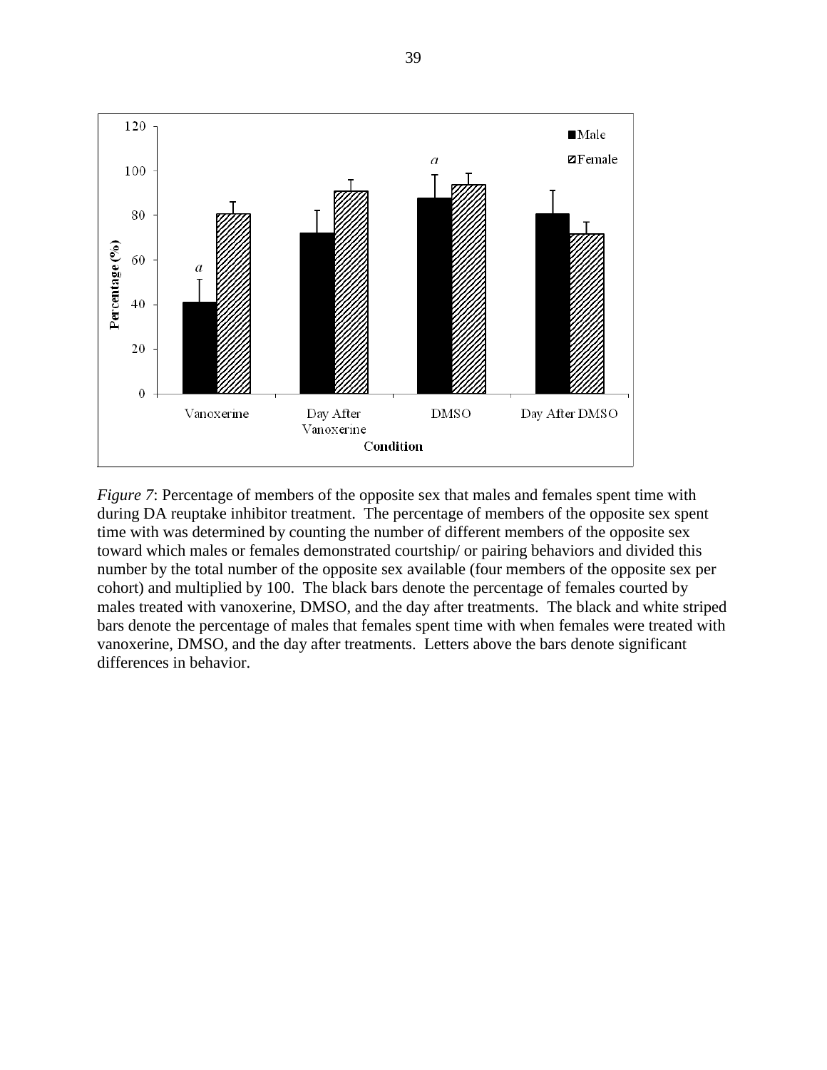*Figure 7*: Percentage of members of the opposite sex that males and females spent time with during DA reuptake inhibitor treatment. The percentage of members of the opposite sex spent time with was determined by counting the number of different members of the opposite sex toward which males or females demonstrated courtship/ or pairing behaviors and divided this number by the total number of the opposite sex available (four members of the opposite sex per cohort) and multiplied by 100. The black bars denote the percentage of females courted by males treated with vanoxerine, DMSO, and the day after treatments. The black and white striped bars denote the percentage of males that females spent time with when females were treated with vanoxerine, DMSO, and the day after treatments. Letters above the bars denote significant differences in behavior.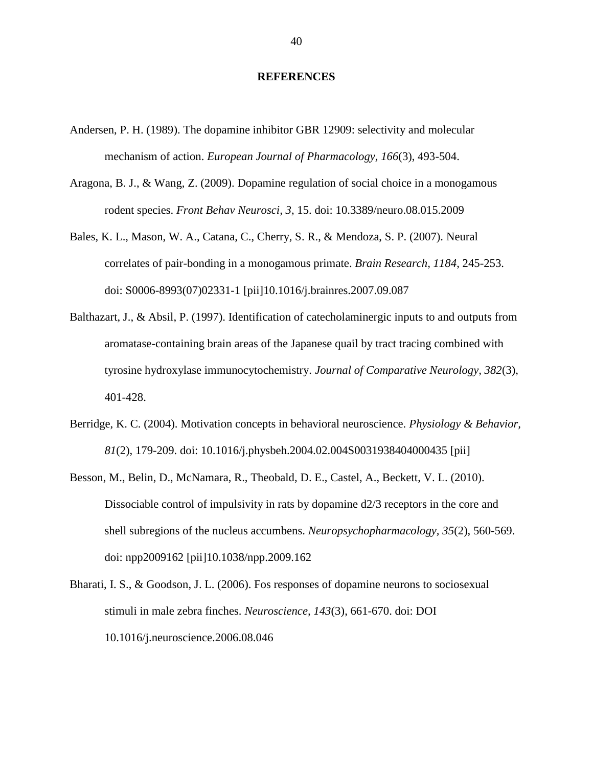# REFERENCES

Andersen, P. H. (1989). The dopamine inhibitor GBR 12909: selectivity and molecular mechanism of action. *European Journal of Pharmacology, 166*(3), 493-504.

Aragona, B. J., & Wang, Z. (2009). Dopamine regulation of social choice in a monogamous rodent species. *Front Behav Neurosci, 3*, 15. doi: 10.3389/neuro.08.015.2009

Bales, K. L., Mason, W. A., Catana, C., Cherry, S. R., & Mendoza, S. P. (2007). Neural correlates of pair-bonding in a monogamous primate. *Brain Research, 1184*, 245-253. doi: S0006-8993(07)02331-1 [pii]10.1016/j.brainres.2007.09.087

Balthazart, J., & Absil, P. (1997). Identification of catecholaminergic inputs to and outputs from aromatase-containing brain areas of the Japanese quail by tract tracing combined with tyrosine hydroxylase immunocytochemistry. *Journal of Comparative Neurology, 382*(3), 401-428.

Berridge, K. C. (2004). Motivation concepts in behavioral neuroscience. *Physiology & Behavior, 81*(2), 179-209. doi: 10.1016/j.physbeh.2004.02.004S0031938404000435 [pii]

Besson, M., Belin, D., McNamara, R., Theobald, D. E., Castel, A., Beckett, V. L. (2010). Dissociable control of impulsivity in rats by dopamine d2/3 receptors in the core and shell subregions of the nucleus accumbens. *Neuropsychopharmacology, 35*(2), 560-569. doi: npp2009162 [pii]10.1038/npp.2009.162

Bharati, I. S., & Goodson, J. L. (2006). Fos responses of dopamine neurons to sociosexual stimuli in male zebra finches. *Neuroscience, 143*(3), 661-670. doi: DOI 10.1016/j.neuroscience.2006.08.046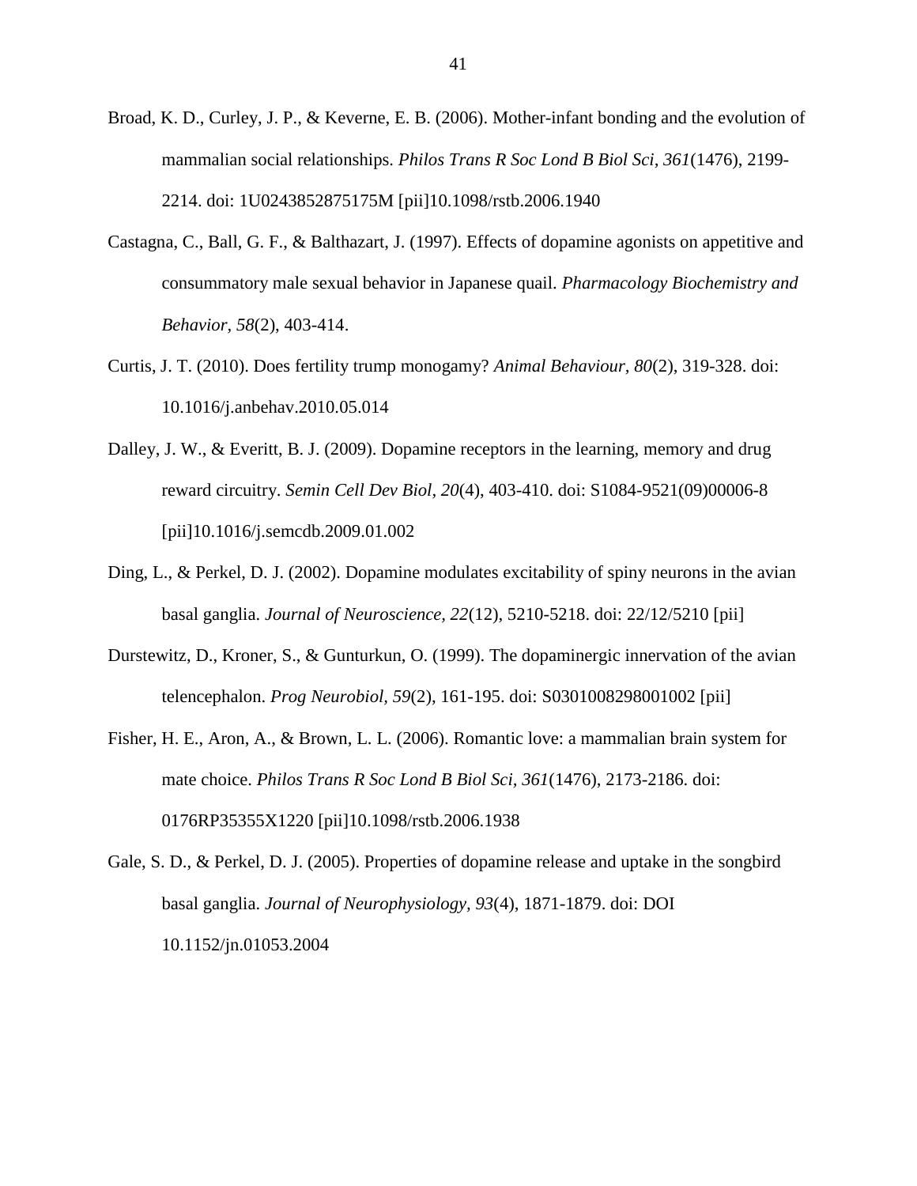Broad, K. D., Curley, J. P., & Keverne, E. B. (2006). Mother-infant bonding and the evolution of mammalian social relationships. *Philos Trans R Soc Lond B Biol Sci, 361*(1476), 2199-2214. doi: 1U0243852875175M [pii]10.1098/rstb.2006.1940

Castagna, C., Ball, G. F., & Balthazart, J. (1997). Effects of dopamine agonists on appetitive and consummatory male sexual behavior in Japanese quail. *Pharmacology Biochemistry and Behavior, 58*(2), 403-414.

Curtis, J. T. (2010). Does fertility trump monogamy? *Animal Behaviour, 80*(2), 319-328. doi: 10.1016/j.anbehav.2010.05.014

Dalley, J. W., & Everitt, B. J. (2009). Dopamine receptors in the learning, memory and drug reward circuitry. *Semin Cell Dev Biol, 20*(4), 403-410. doi: S1084-9521(09)00006-8 [pii]10.1016/j.semcdb.2009.01.002

Ding, L., & Perkel, D. J. (2002). Dopamine modulates excitability of spiny neurons in the avian basal ganglia. *Journal of Neuroscience, 22*(12), 5210-5218. doi: 22/12/5210 [pii]

Durstewitz, D., Kroner, S., & Gunturkun, O. (1999). The dopaminergic innervation of the avian telencephalon. *Prog Neurobiol, 59*(2), 161-195. doi: S0301008298001002 [pii]

Fisher, H. E., Aron, A., & Brown, L. L. (2006). Romantic love: a mammalian brain system for mate choice. *Philos Trans R Soc Lond B Biol Sci, 361*(1476), 2173-2186. doi: 0176RP35355X1220 [pii]10.1098/rstb.2006.1938

Gale, S. D., & Perkel, D. J. (2005). Properties of dopamine release and uptake in the songbird basal ganglia. *Journal of Neurophysiology, 93*(4), 1871-1879. doi: DOI 10.1152/jn.01053.2004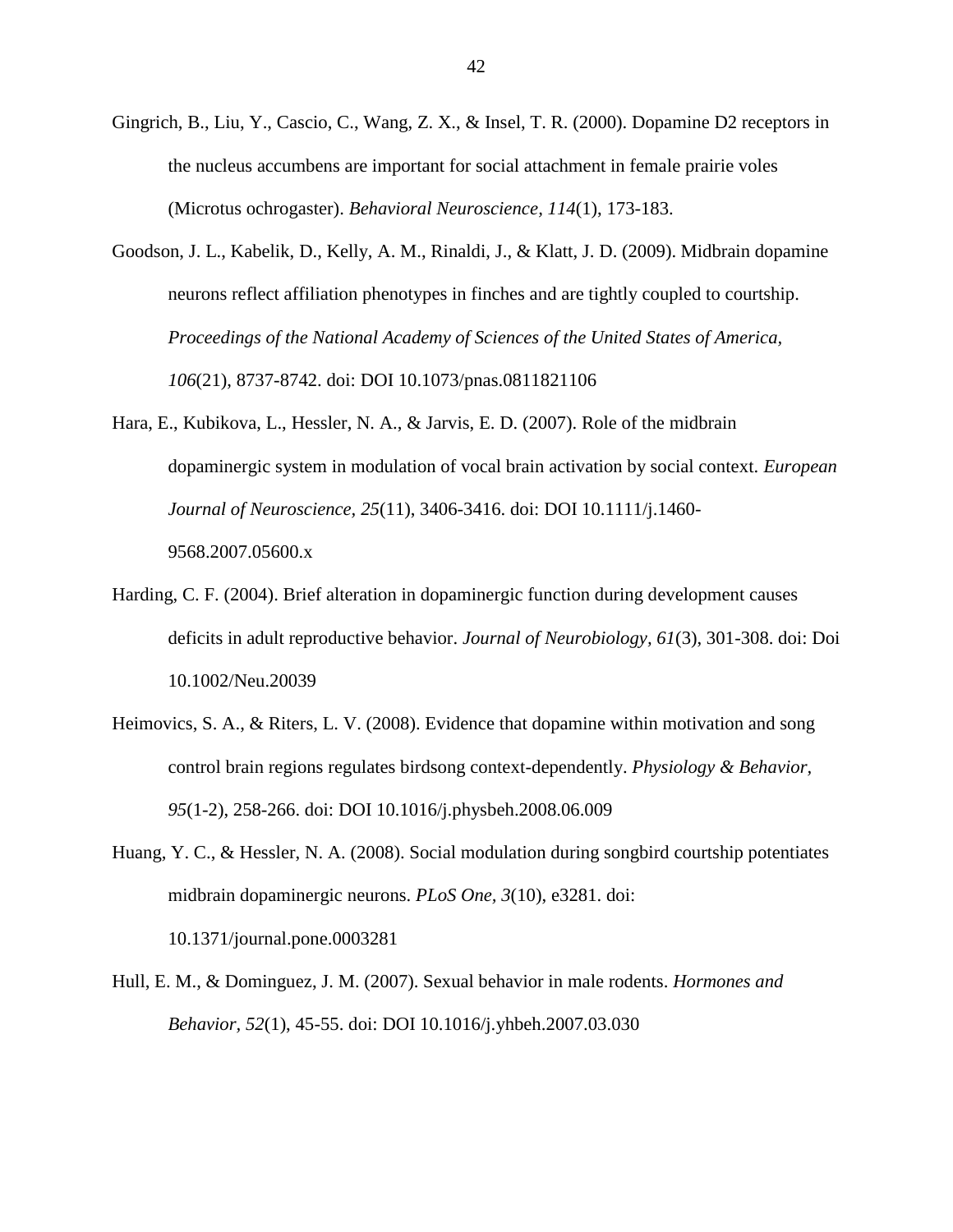Gingrich, B., Liu, Y., Cascio, C., Wang, Z. X., & Insel, T. R. (2000). Dopamine D2 receptors in the nucleus accumbens are important for social attachment in female prairie voles (Microtus ochrogaster). *Behavioral Neuroscience, 114*(1), 173-183.

Goodson, J. L., Kabelik, D., Kelly, A. M., Rinaldi, J., & Klatt, J. D. (2009). Midbrain dopamine neurons reflect affiliation phenotypes in finches and are tightly coupled to courtship. *Proceedings of the National Academy of Sciences of the United States of America, 106*(21), 8737-8742. doi: DOI 10.1073/pnas.0811821106

Hara, E., Kubikova, L., Hessler, N. A., & Jarvis, E. D. (2007). Role of the midbrain dopaminergic system in modulation of vocal brain activation by social context. *European Journal of Neuroscience, 25*(11), 3406-3416. doi: DOI 10.1111/j.1460-9568.2007.05600.x

Harding, C. F. (2004). Brief alteration in dopaminergic function during development causes deficits in adult reproductive behavior. *Journal of Neurobiology, 61*(3), 301-308. doi: Doi 10.1002/Neu.20039

Heimovics, S. A., & Riters, L. V. (2008). Evidence that dopamine within motivation and song control brain regions regulates birdsong context-dependently. *Physiology & Behavior, 95*(1-2), 258-266. doi: DOI 10.1016/j.physbeh.2008.06.009

Huang, Y. C., & Hessler, N. A. (2008). Social modulation during songbird courtship potentiates midbrain dopaminergic neurons. *PLoS One, 3*(10), e3281. doi: 10.1371/journal.pone.0003281

Hull, E. M., & Dominguez, J. M. (2007). Sexual behavior in male rodents. *Hormones and Behavior, 52*(1), 45-55. doi: DOI 10.1016/j.yhbeh.2007.03.030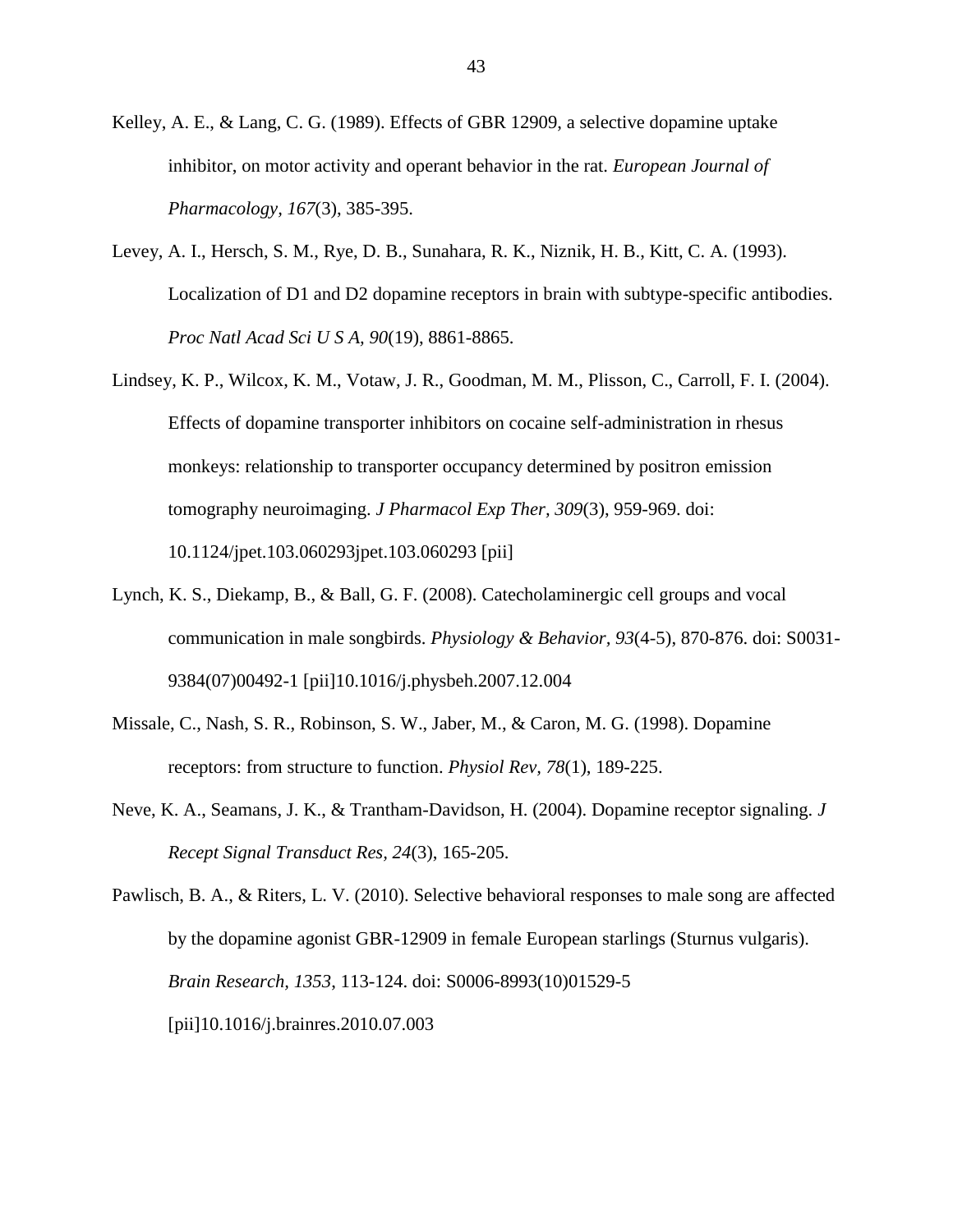Kelley, A. E., & Lang, C. G. (1989). Effects of GBR 12909, a selective dopamine uptake inhibitor, on motor activity and operant behavior in the rat. *European Journal of Pharmacology, 167*(3), 385-395.

Levey, A. I., Hersch, S. M., Rye, D. B., Sunahara, R. K., Niznik, H. B., Kitt, C. A. (1993). Localization of D1 and D2 dopamine receptors in brain with subtype-specific antibodies. *Proc Natl Acad Sci U S A, 90*(19), 8861-8865.

Lindsey, K. P., Wilcox, K. M., Votaw, J. R., Goodman, M. M., Plisson, C., Carroll, F. I. (2004). Effects of dopamine transporter inhibitors on cocaine self-administration in rhesus monkeys: relationship to transporter occupancy determined by positron emission tomography neuroimaging. *J Pharmacol Exp Ther, 309*(3), 959-969. doi: 10.1124/jpet.103.060293jpet.103.060293 [pii]

Lynch, K. S., Diekamp, B., & Ball, G. F. (2008). Catecholaminergic cell groups and vocal communication in male songbirds. *Physiology & Behavior, 93*(4-5), 870-876. doi: S0031-9384(07)00492-1 [pii]10.1016/j.physbeh.2007.12.004

Missale, C., Nash, S. R., Robinson, S. W., Jaber, M., & Caron, M. G. (1998). Dopamine receptors: from structure to function. *Physiol Rev, 78*(1), 189-225.

Neve, K. A., Seamans, J. K., & Trantham-Davidson, H. (2004). Dopamine receptor signaling. *J Recept Signal Transduct Res, 24*(3), 165-205.

Pawlisch, B. A., & Riters, L. V. (2010). Selective behavioral responses to male song are affected by the dopamine agonist GBR-12909 in female European starlings (Sturnus vulgaris). *Brain Research, 1353*, 113-124. doi: S0006-8993(10)01529-5 [pii]10.1016/j.brainres.2010.07.003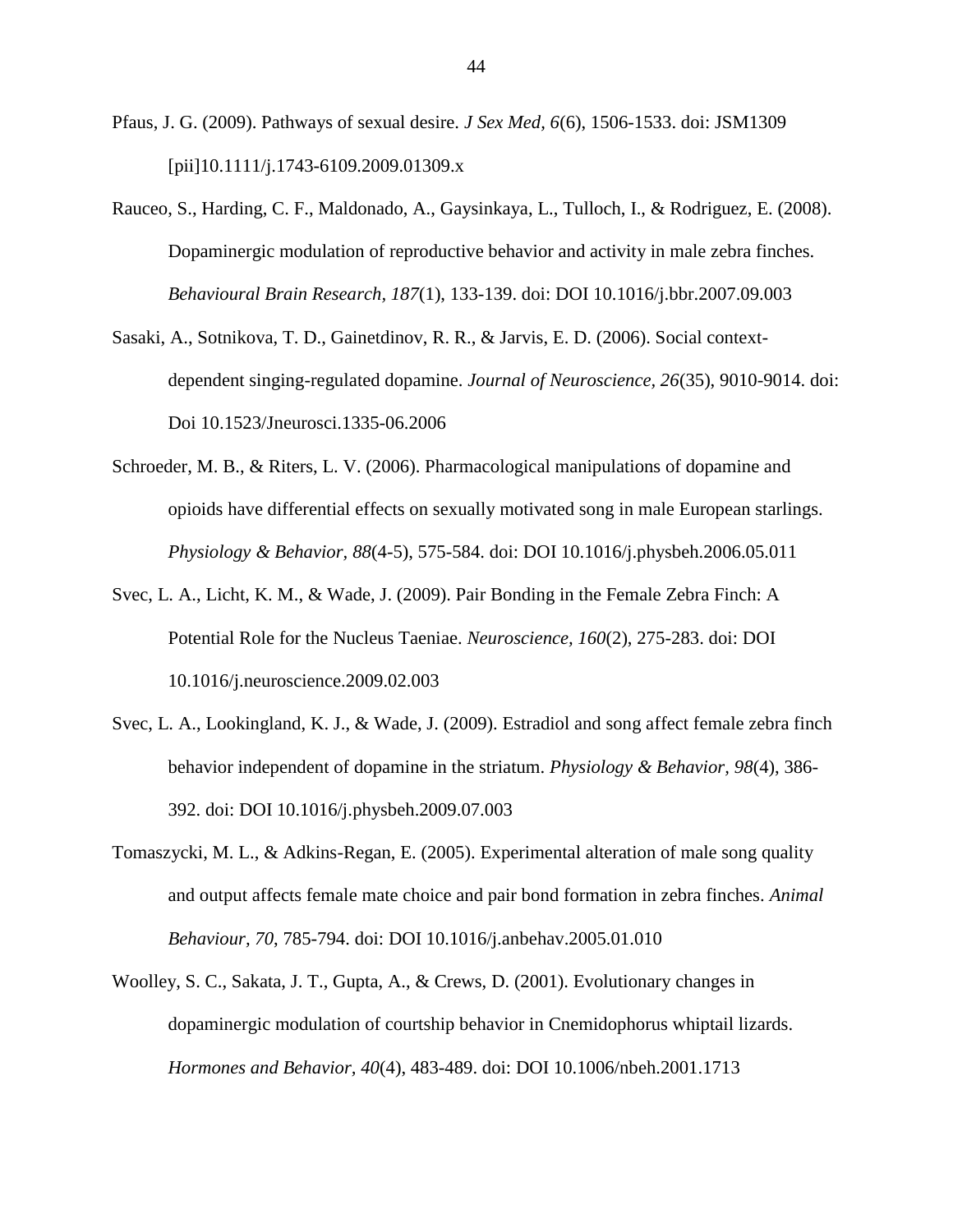Pfaus, J. G. (2009). Pathways of sexual desire. *J Sex Med, 6*(6), 1506-1533. doi: JSM1309 [pii]10.1111/j.1743-6109.2009.01309.x

Rauceo, S., Harding, C. F., Maldonado, A., Gaysinkaya, L., Tulloch, I., & Rodriguez, E. (2008). Dopaminergic modulation of reproductive behavior and activity in male zebra finches. *Behavioural Brain Research, 187*(1), 133-139. doi: DOI 10.1016/j.bbr.2007.09.003

Sasaki, A., Sotnikova, T. D., Gainetdinov, R. R., & Jarvis, E. D. (2006). Social context-dependent singing-regulated dopamine. *Journal of Neuroscience, 26*(35), 9010-9014. doi: Doi 10.1523/Jneurosci.1335-06.2006

Schroeder, M. B., & Riters, L. V. (2006). Pharmacological manipulations of dopamine and opioids have differential effects on sexually motivated song in male European starlings. *Physiology & Behavior, 88*(4-5), 575-584. doi: DOI 10.1016/j.physbeh.2006.05.011

Svec, L. A., Licht, K. M., & Wade, J. (2009). Pair Bonding in the Female Zebra Finch: A Potential Role for the Nucleus Taeniae. *Neuroscience, 160*(2), 275-283. doi: DOI 10.1016/j.neuroscience.2009.02.003

Svec, L. A., Lookingland, K. J., & Wade, J. (2009). Estradiol and song affect female zebra finch behavior independent of dopamine in the striatum. *Physiology & Behavior, 98*(4), 386-392. doi: DOI 10.1016/j.physbeh.2009.07.003

Tomaszycki, M. L., & Adkins-Regan, E. (2005). Experimental alteration of male song quality and output affects female mate choice and pair bond formation in zebra finches. *Animal Behaviour, 70*, 785-794. doi: DOI 10.1016/j.anbehav.2005.01.010

Woolley, S. C., Sakata, J. T., Gupta, A., & Crews, D. (2001). Evolutionary changes in dopaminergic modulation of courtship behavior in Cnemidophorus whiptail lizards. *Hormones and Behavior, 40*(4), 483-489. doi: DOI 10.1006/nbeh.2001.1713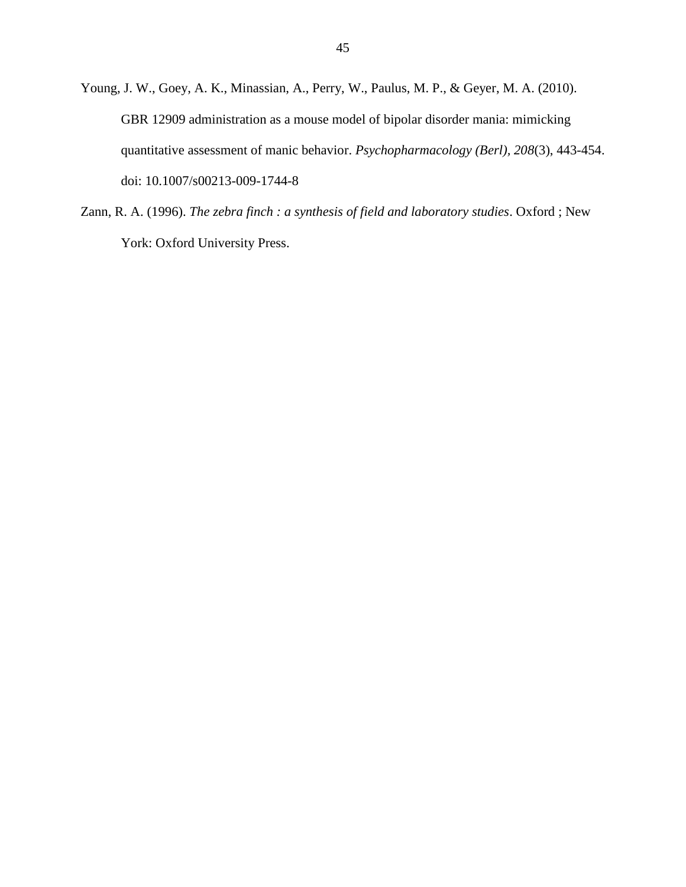Young, J. W., Goey, A. K., Minassian, A., Perry, W., Paulus, M. P., & Geyer, M. A. (2010). GBR 12909 administration as a mouse model of bipolar disorder mania: mimicking quantitative assessment of manic behavior. *Psychopharmacology (Berl), 208*(3), 443-454. doi: 10.1007/s00213-009-1744-8

Zann, R. A. (1996). *The zebra finch : a synthesis of field and laboratory studies*. Oxford ; New York: Oxford University Press.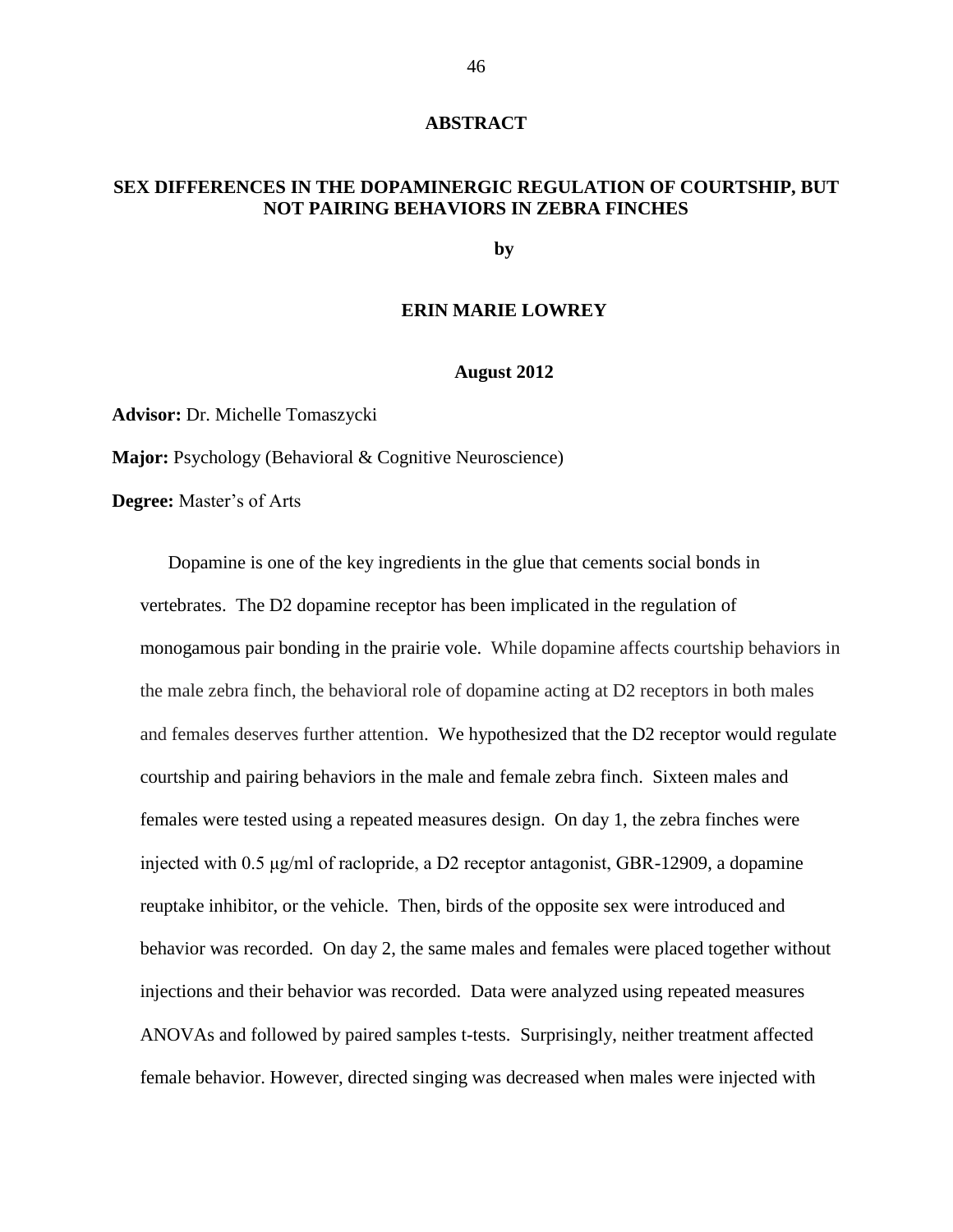## ABSTRACT

## SEX DIFFERENCES IN THE DOPAMINERGIC REGULATION OF COURTSHIP, BUT NOT PAIRING BEHAVIORS IN ZEBRA FINCHES

**by**

**ERIN MARIE LOWREY**

**August 2012**

**Advisor:** Dr. Michelle Tomaszycki

**Major:** Psychology (Behavioral & Cognitive Neuroscience)

**Degree:** Master's of Arts

Dopamine is one of the key ingredients in the glue that cements social bonds in vertebrates. The D2 dopamine receptor has been implicated in the regulation of monogamous pair bonding in the prairie vole. While dopamine affects courtship behaviors in the male zebra finch, the behavioral role of dopamine acting at D2 receptors in both males and females deserves further attention. We hypothesized that the D2 receptor would regulate courtship and pairing behaviors in the male and female zebra finch. Sixteen males and females were tested using a repeated measures design. On day 1, the zebra finches were injected with 0.5 μg/ml of raclopride, a D2 receptor antagonist, GBR-12909, a dopamine reuptake inhibitor, or the vehicle. Then, birds of the opposite sex were introduced and behavior was recorded. On day 2, the same males and females were placed together without injections and their behavior was recorded. Data were analyzed using repeated measures ANOVAs and followed by paired samples t-tests. Surprisingly, neither treatment affected female behavior. However, directed singing was decreased when males were injected with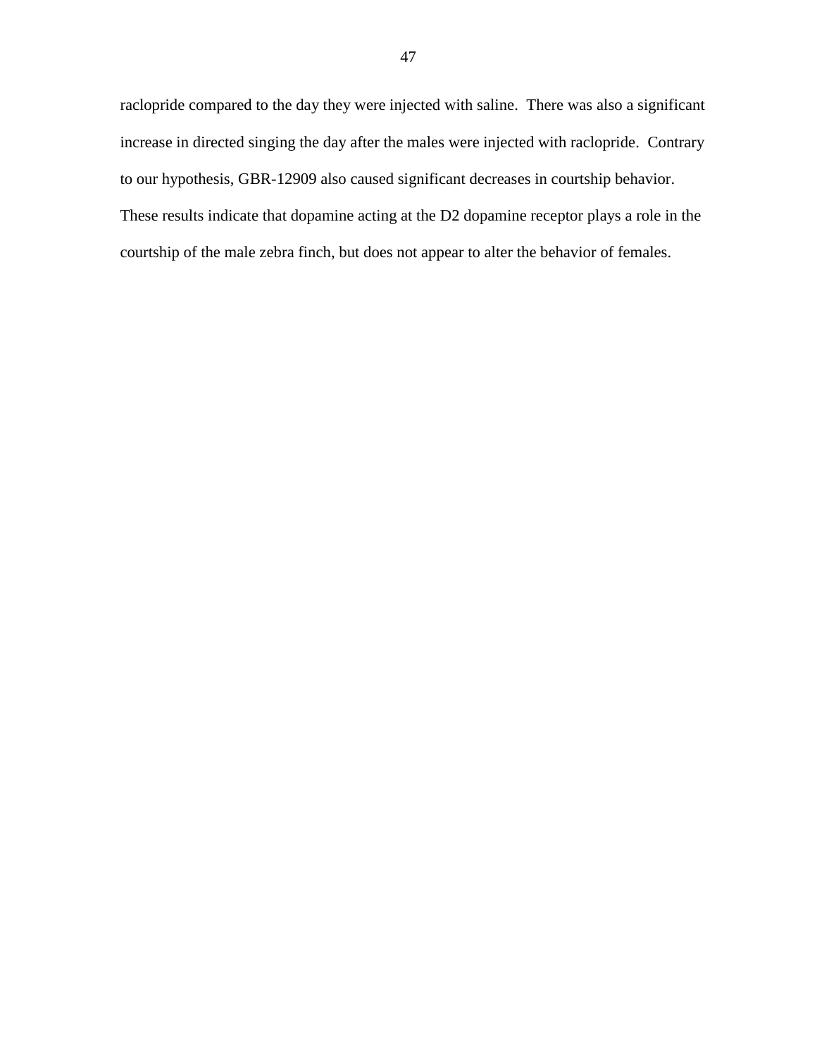raclopride compared to the day they were injected with saline. There was also a significant increase in directed singing the day after the males were injected with raclopride. Contrary to our hypothesis, GBR-12909 also caused significant decreases in courtship behavior. These results indicate that dopamine acting at the D2 dopamine receptor plays a role in the courtship of the male zebra finch, but does not appear to alter the behavior of females.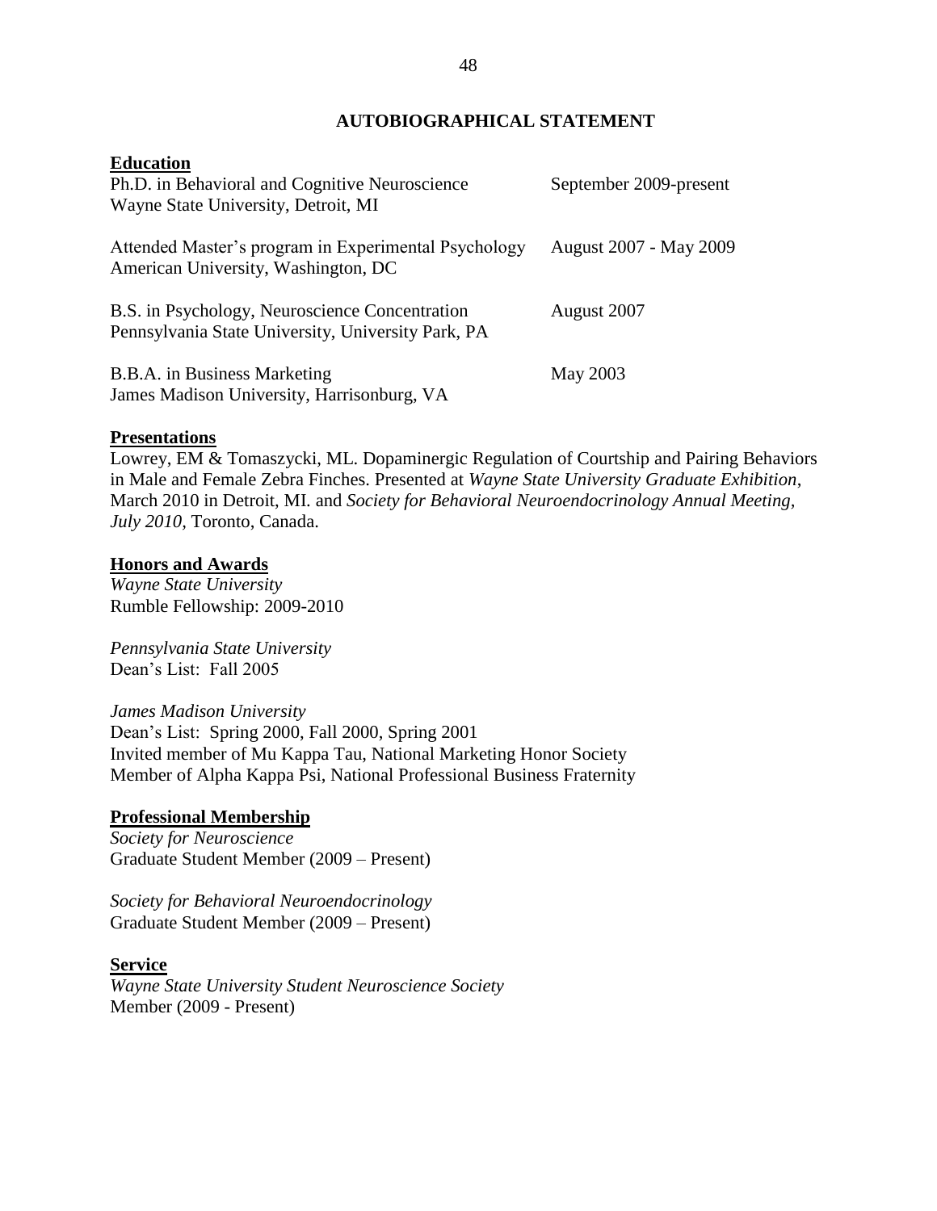# AUTOBIOGRAPHICAL STATEMENT

## Education

| | |
|---|---|
| Ph.D. in Behavioral and Cognitive Neuroscience<br>Wayne State University, Detroit, MI | September 2009-present |
| Attended Master's program in Experimental Psychology<br>American University, Washington, DC | August 2007 - May 2009 |
| B.S. in Psychology, Neuroscience Concentration<br>Pennsylvania State University, University Park, PA | August 2007 |
| B.B.A. in Business Marketing<br>James Madison University, Harrisonburg, VA | May 2003 |

## Presentations

Lowrey, EM & Tomaszycki, ML. Dopaminergic Regulation of Courtship and Pairing Behaviors in Male and Female Zebra Finches. Presented at *Wayne State University Graduate Exhibition*, March 2010 in Detroit, MI. and *Society for Behavioral Neuroendocrinology Annual Meeting, July 2010*, Toronto, Canada.

## Honors and Awards

*Wayne State University*
Rumble Fellowship: 2009-2010

*Pennsylvania State University*
Dean's List: Fall 2005

*James Madison University*
Dean's List: Spring 2000, Fall 2000, Spring 2001
Invited member of Mu Kappa Tau, National Marketing Honor Society
Member of Alpha Kappa Psi, National Professional Business Fraternity

## Professional Membership

*Society for Neuroscience*
Graduate Student Member (2009 – Present)

*Society for Behavioral Neuroendocrinology*
Graduate Student Member (2009 – Present)

## Service

*Wayne State University Student Neuroscience Society*
Member (2009 - Present)